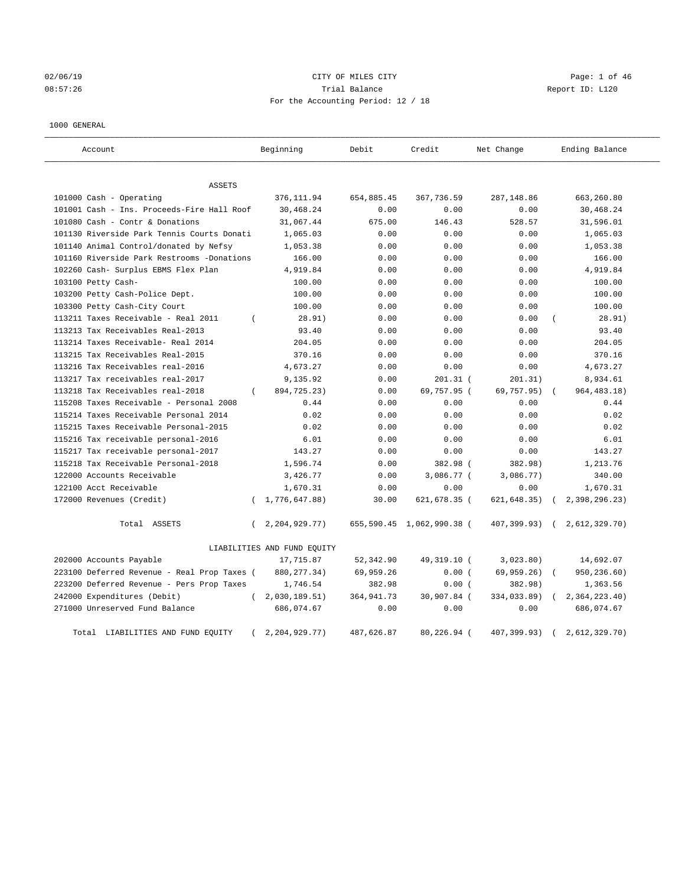02/06/19 CITY OF MILES CITY

08:57:26 Trial Balance Report ID: L120

For the Accounting Period: 12 / 18

1000 GENERAL

| Account | Beginning | Debit | Credit | Net Change | Ending Balance |
|---|---|---|---|---|---|
| ASSETS | | | | | |
| 101000 Cash - Operating | 376,111.94 | 654,885.45 | 367,736.59 | 287,148.86 | 663,260.80 |
| 101001 Cash - Ins. Proceeds-Fire Hall Roof | 30,468.24 | 0.00 | 0.00 | 0.00 | 30,468.24 |
| 101080 Cash - Contr & Donations | 31,067.44 | 675.00 | 146.43 | 528.57 | 31,596.01 |
| 101130 Riverside Park Tennis Courts Donati | 1,065.03 | 0.00 | 0.00 | 0.00 | 1,065.03 |
| 101140 Animal Control/donated by Nefsy | 1,053.38 | 0.00 | 0.00 | 0.00 | 1,053.38 |
| 101160 Riverside Park Restrooms -Donations | 166.00 | 0.00 | 0.00 | 0.00 | 166.00 |
| 102260 Cash- Surplus EBMS Flex Plan | 4,919.84 | 0.00 | 0.00 | 0.00 | 4,919.84 |
| 103100 Petty Cash- | 100.00 | 0.00 | 0.00 | 0.00 | 100.00 |
| 103200 Petty Cash-Police Dept. | 100.00 | 0.00 | 0.00 | 0.00 | 100.00 |
| 103300 Petty Cash-City Court | 100.00 | 0.00 | 0.00 | 0.00 | 100.00 |
| 113211 Taxes Receivable - Real 2011 | ( 28.91) | 0.00 | 0.00 | 0.00 | ( 28.91) |
| 113213 Tax Receivables Real-2013 | 93.40 | 0.00 | 0.00 | 0.00 | 93.40 |
| 113214 Taxes Receivable- Real 2014 | 204.05 | 0.00 | 0.00 | 0.00 | 204.05 |
| 113215 Tax Receivables Real-2015 | 370.16 | 0.00 | 0.00 | 0.00 | 370.16 |
| 113216 Tax Receivables real-2016 | 4,673.27 | 0.00 | 0.00 | 0.00 | 4,673.27 |
| 113217 Tax receivables real-2017 | 9,135.92 | 0.00 | 201.31 | ( 201.31) | 8,934.61 |
| 113218 Tax Receivables real-2018 | ( 894,725.23) | 0.00 | 69,757.95 | ( 69,757.95) | ( 964,483.18) |
| 115208 Taxes Receivable - Personal 2008 | 0.44 | 0.00 | 0.00 | 0.00 | 0.44 |
| 115214 Taxes Receivable Personal 2014 | 0.02 | 0.00 | 0.00 | 0.00 | 0.02 |
| 115215 Taxes Receivable Personal-2015 | 0.02 | 0.00 | 0.00 | 0.00 | 0.02 |
| 115216 Tax receivable personal-2016 | 6.01 | 0.00 | 0.00 | 0.00 | 6.01 |
| 115217 Tax receivable personal-2017 | 143.27 | 0.00 | 0.00 | 0.00 | 143.27 |
| 115218 Tax Receivable Personal-2018 | 1,596.74 | 0.00 | 382.98 | ( 382.98) | 1,213.76 |
| 122000 Accounts Receivable | 3,426.77 | 0.00 | 3,086.77 | ( 3,086.77) | 340.00 |
| 122100 Acct Receivable | 1,670.31 | 0.00 | 0.00 | 0.00 | 1,670.31 |
| 172000 Revenues (Credit) | ( 1,776,647.88) | 30.00 | 621,678.35 | ( 621,648.35) | ( 2,398,296.23) |
| Total ASSETS | ( 2,204,929.77) | 655,590.45 | 1,062,990.38 | ( 407,399.93) | ( 2,612,329.70) |
| LIABILITIES AND FUND EQUITY | | | | | |
| 202000 Accounts Payable | 17,715.87 | 52,342.90 | 49,319.10 | ( 3,023.80) | 14,692.07 |
| 223100 Deferred Revenue - Real Prop Taxes | ( 880,277.34) | 69,959.26 | 0.00 | ( 69,959.26) | ( 950,236.60) |
| 223200 Deferred Revenue - Pers Prop Taxes | 1,746.54 | 382.98 | 0.00 | ( 382.98) | 1,363.56 |
| 242000 Expenditures (Debit) | ( 2,030,189.51) | 364,941.73 | 30,907.84 | ( 334,033.89) | ( 2,364,223.40) |
| 271000 Unreserved Fund Balance | 686,074.67 | 0.00 | 0.00 | 0.00 | 686,074.67 |
| Total LIABILITIES AND FUND EQUITY | ( 2,204,929.77) | 487,626.87 | 80,226.94 | ( 407,399.93) | ( 2,612,329.70) |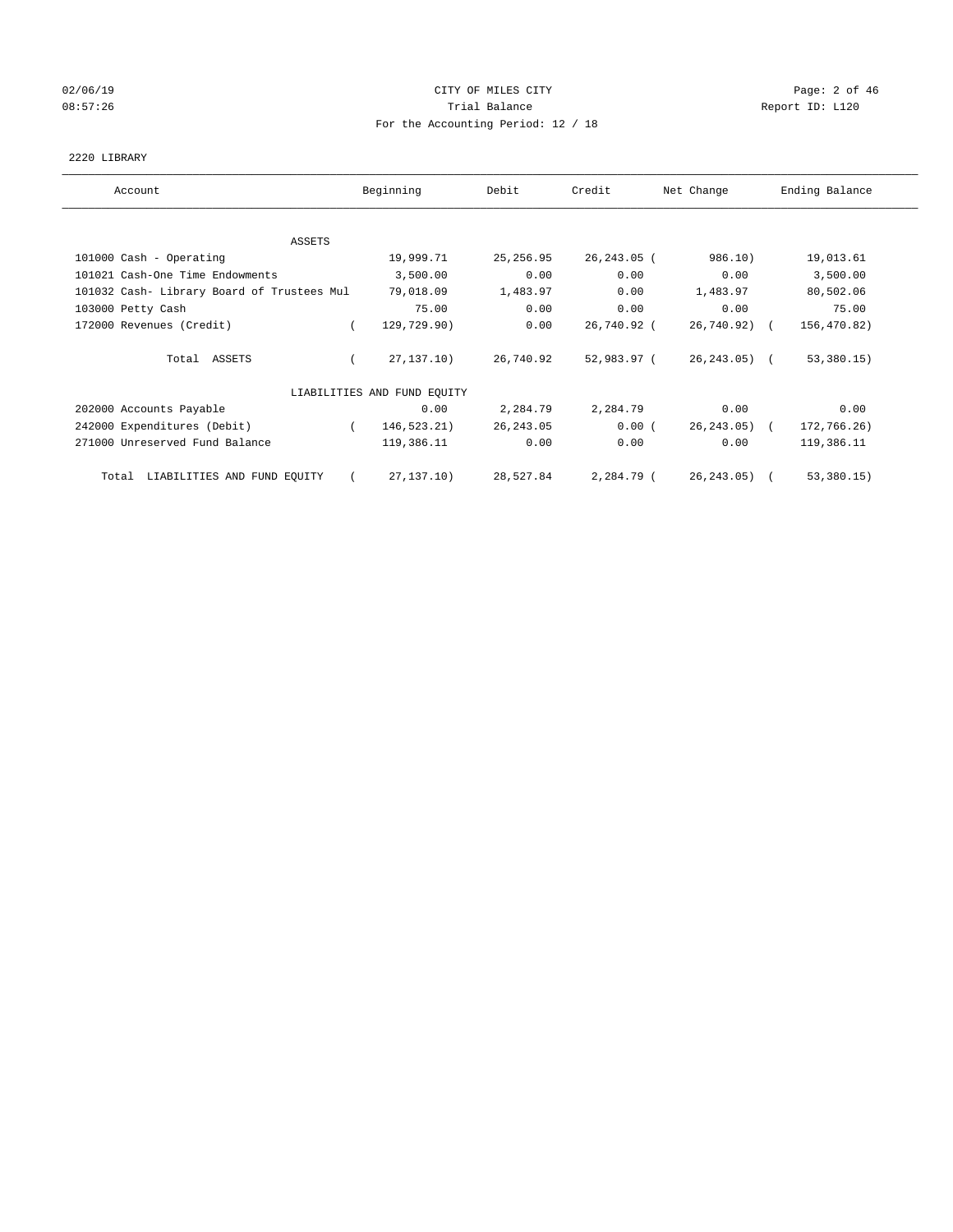CITY OF MILES CITY

Trial Balance

For the Accounting Period: 12 / 18

02/06/19
08:57:26

Report ID: L120

2220 LIBRARY

| Account | Beginning | Debit | Credit | Net Change | Ending Balance |
|---|---|---|---|---|---|
| ASSETS | | | | | |
| 101000 Cash - Operating | 19,999.71 | 25,256.95 | 26,243.05 | ( 986.10) | 19,013.61 |
| 101021 Cash-One Time Endowments | 3,500.00 | 0.00 | 0.00 | 0.00 | 3,500.00 |
| 101032 Cash- Library Board of Trustees Mul | 79,018.09 | 1,483.97 | 0.00 | 1,483.97 | 80,502.06 |
| 103000 Petty Cash | 75.00 | 0.00 | 0.00 | 0.00 | 75.00 |
| 172000 Revenues (Credit) | ( 129,729.90) | 0.00 | 26,740.92 | ( 26,740.92) | ( 156,470.82) |
| Total ASSETS | ( 27,137.10) | 26,740.92 | 52,983.97 | ( 26,243.05) | ( 53,380.15) |
| LIABILITIES AND FUND EQUITY | | | | | |
| 202000 Accounts Payable | 0.00 | 2,284.79 | 2,284.79 | 0.00 | 0.00 |
| 242000 Expenditures (Debit) | ( 146,523.21) | 26,243.05 | 0.00 | ( 26,243.05) | ( 172,766.26) |
| 271000 Unreserved Fund Balance | 119,386.11 | 0.00 | 0.00 | 0.00 | 119,386.11 |
| Total LIABILITIES AND FUND EQUITY | ( 27,137.10) | 28,527.84 | 2,284.79 | ( 26,243.05) | ( 53,380.15) |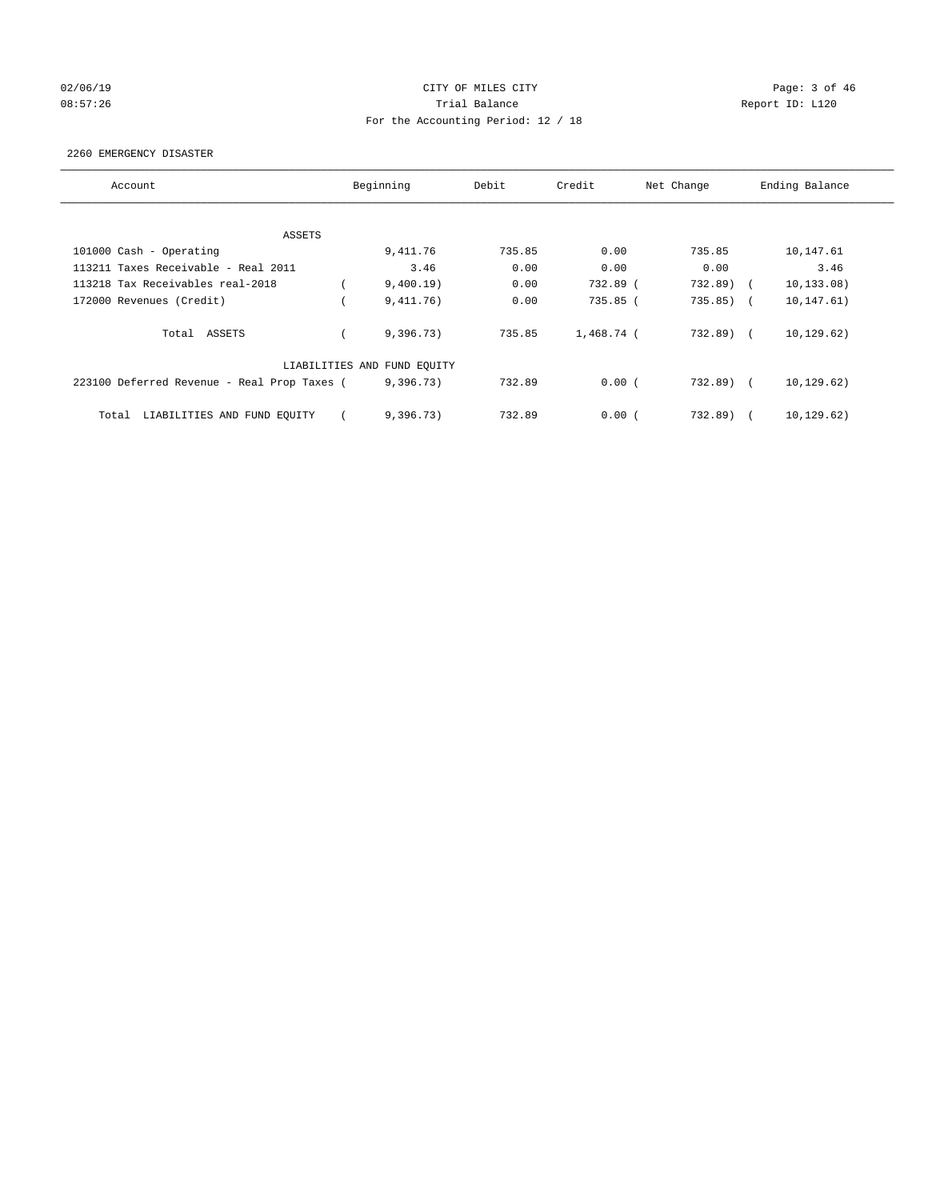02/06/19 CITY OF MILES CITY
08:57:26 Trial Balance Report ID: L120
For the Accounting Period: 12 / 18

2260 EMERGENCY DISASTER

| Account | Beginning | Debit | Credit | Net Change | Ending Balance |
|---|---|---|---|---|---|
| ASSETS | | | | | |
| 101000 Cash - Operating | 9,411.76 | 735.85 | 0.00 | 735.85 | 10,147.61 |
| 113211 Taxes Receivable - Real 2011 | 3.46 | 0.00 | 0.00 | 0.00 | 3.46 |
| 113218 Tax Receivables real-2018 | ( 9,400.19) | 0.00 | 732.89 | ( 732.89) | ( 10,133.08) |
| 172000 Revenues (Credit) | ( 9,411.76) | 0.00 | 735.85 | ( 735.85) | ( 10,147.61) |
| Total ASSETS | ( 9,396.73) | 735.85 | 1,468.74 | ( 732.89) | ( 10,129.62) |
| LIABILITIES AND FUND EQUITY | | | | | |
| 223100 Deferred Revenue - Real Prop Taxes | ( 9,396.73) | 732.89 | 0.00 | ( 732.89) | ( 10,129.62) |
| Total LIABILITIES AND FUND EQUITY | ( 9,396.73) | 732.89 | 0.00 | ( 732.89) | ( 10,129.62) |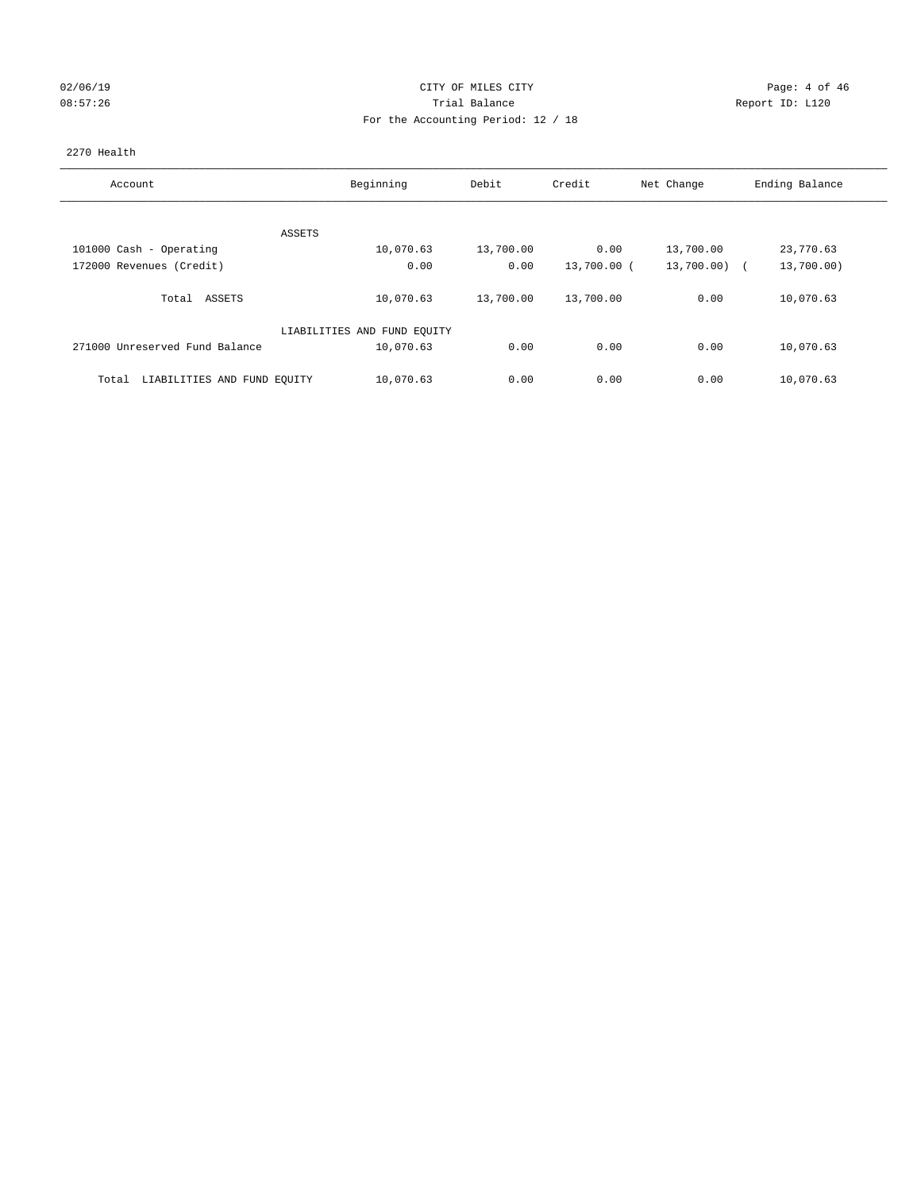CITY OF MILES CITY

Trial Balance

For the Accounting Period: 12 / 18

02/06/19
08:57:26

Report ID: L120

2270 Health

| Account | Beginning | Debit | Credit | Net Change | Ending Balance |
|---|---|---|---|---|---|
| ASSETS | | | | | |
| 101000 Cash - Operating | 10,070.63 | 13,700.00 | 0.00 | 13,700.00 | 23,770.63 |
| 172000 Revenues (Credit) | 0.00 | 0.00 | 13,700.00 | ( 13,700.00) | ( 13,700.00) |
| Total ASSETS | 10,070.63 | 13,700.00 | 13,700.00 | 0.00 | 10,070.63 |
| LIABILITIES AND FUND EQUITY | | | | | |
| 271000 Unreserved Fund Balance | 10,070.63 | 0.00 | 0.00 | 0.00 | 10,070.63 |
| Total LIABILITIES AND FUND EQUITY | 10,070.63 | 0.00 | 0.00 | 0.00 | 10,070.63 |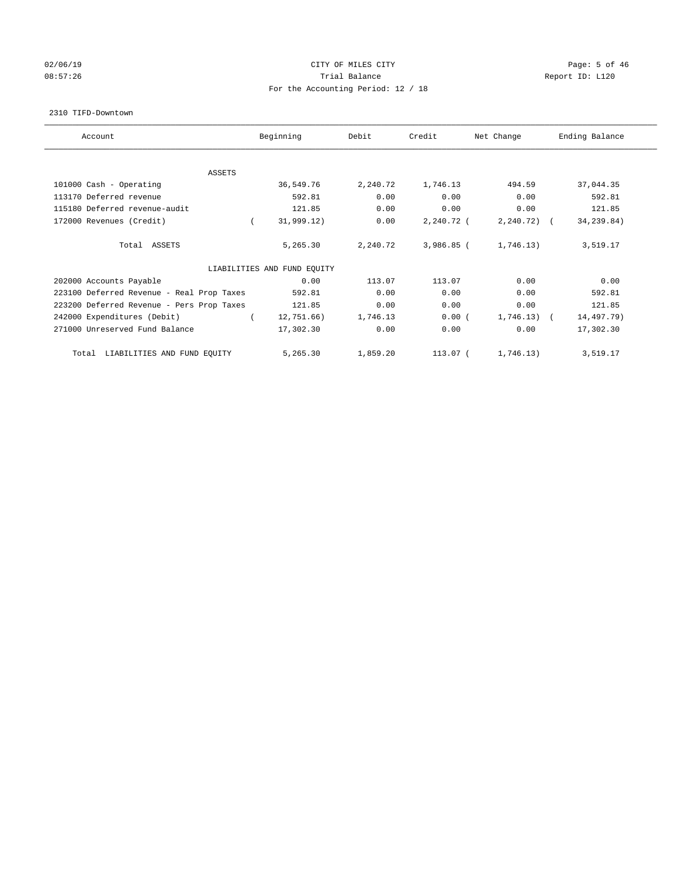CITY OF MILES CITY
Trial Balance
For the Accounting Period: 12 / 18

02/06/19
08:57:26

Report ID: L120

2310 TIFD-Downtown

| Account | Beginning | Debit | Credit | Net Change | Ending Balance |
|---|---|---|---|---|---|
| ASSETS | | | | | |
| 101000 Cash - Operating | 36,549.76 | 2,240.72 | 1,746.13 | 494.59 | 37,044.35 |
| 113170 Deferred revenue | 592.81 | 0.00 | 0.00 | 0.00 | 592.81 |
| 115180 Deferred revenue-audit | 121.85 | 0.00 | 0.00 | 0.00 | 121.85 |
| 172000 Revenues (Credit) | ( 31,999.12) | 0.00 | 2,240.72 | ( 2,240.72) | ( 34,239.84) |
| Total ASSETS | 5,265.30 | 2,240.72 | 3,986.85 | ( 1,746.13) | 3,519.17 |
| LIABILITIES AND FUND EQUITY | | | | | |
| 202000 Accounts Payable | 0.00 | 113.07 | 113.07 | 0.00 | 0.00 |
| 223100 Deferred Revenue - Real Prop Taxes | 592.81 | 0.00 | 0.00 | 0.00 | 592.81 |
| 223200 Deferred Revenue - Pers Prop Taxes | 121.85 | 0.00 | 0.00 | 0.00 | 121.85 |
| 242000 Expenditures (Debit) | ( 12,751.66) | 1,746.13 | 0.00 | ( 1,746.13) | ( 14,497.79) |
| 271000 Unreserved Fund Balance | 17,302.30 | 0.00 | 0.00 | 0.00 | 17,302.30 |
| Total LIABILITIES AND FUND EQUITY | 5,265.30 | 1,859.20 | 113.07 | ( 1,746.13) | 3,519.17 |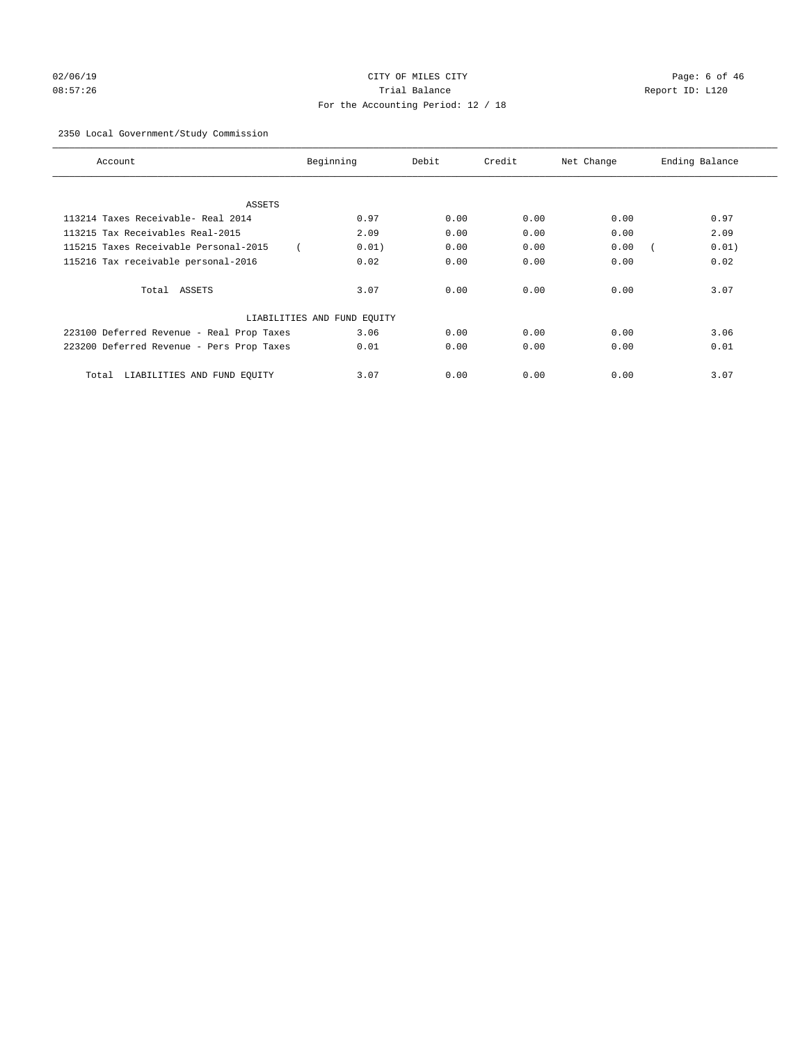CITY OF MILES CITY

Trial Balance

For the Accounting Period: 12 / 18

2350 Local Government/Study Commission

| Account | Beginning | Debit | Credit | Net Change | Ending Balance |
|---|---|---|---|---|---|
| ASSETS | | | | | |
| 113214 Taxes Receivable- Real 2014 | 0.97 | 0.00 | 0.00 | 0.00 | 0.97 |
| 113215 Tax Receivables Real-2015 | 2.09 | 0.00 | 0.00 | 0.00 | 2.09 |
| 115215 Taxes Receivable Personal-2015 | ( 0.01) | 0.00 | 0.00 | 0.00 | ( 0.01) |
| 115216 Tax receivable personal-2016 | 0.02 | 0.00 | 0.00 | 0.00 | 0.02 |
| Total ASSETS | 3.07 | 0.00 | 0.00 | 0.00 | 3.07 |
| LIABILITIES AND FUND EQUITY | | | | | |
| 223100 Deferred Revenue - Real Prop Taxes | 3.06 | 0.00 | 0.00 | 0.00 | 3.06 |
| 223200 Deferred Revenue - Pers Prop Taxes | 0.01 | 0.00 | 0.00 | 0.00 | 0.01 |
| Total LIABILITIES AND FUND EQUITY | 3.07 | 0.00 | 0.00 | 0.00 | 3.07 |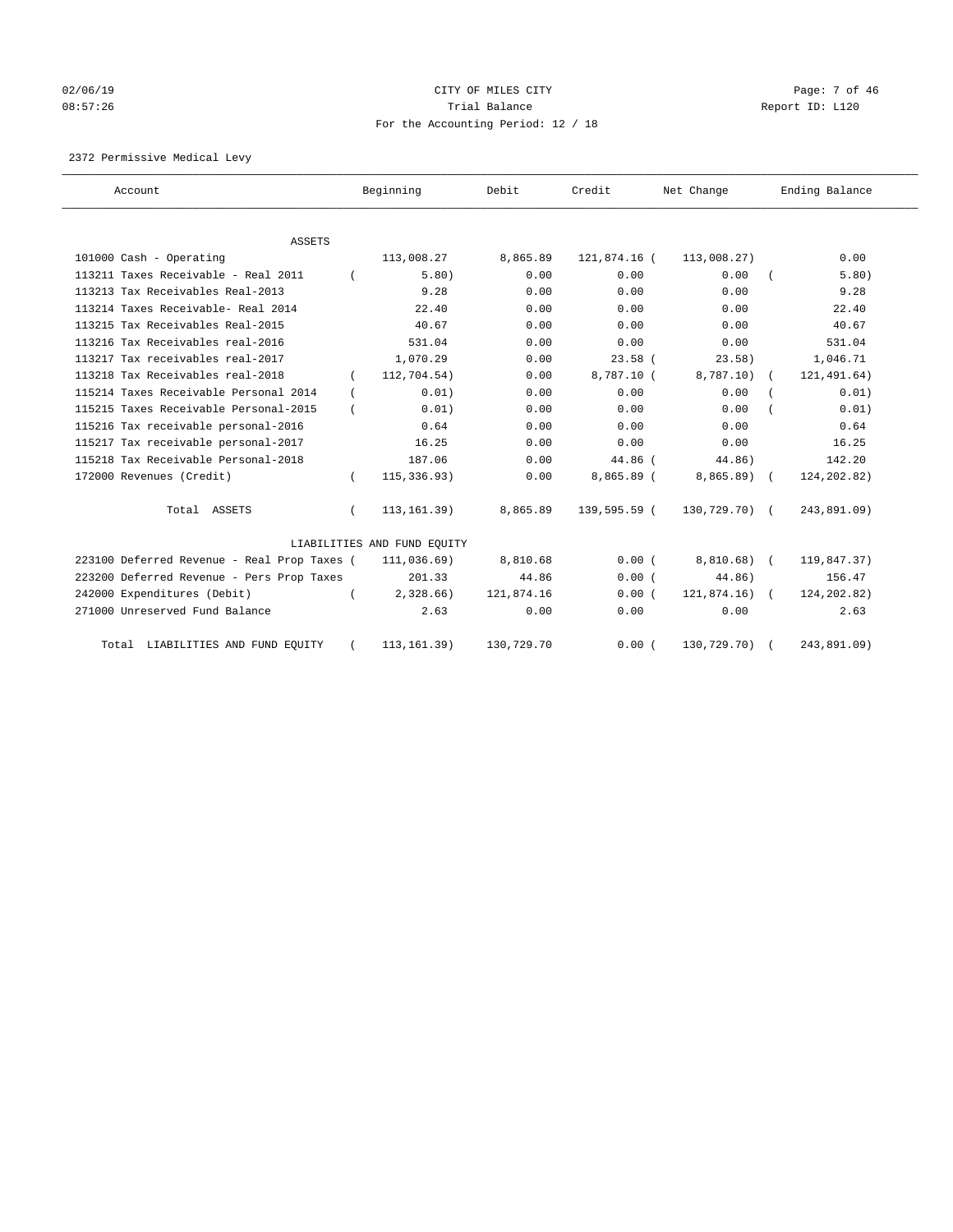CITY OF MILES CITY

Trial Balance

For the Accounting Period: 12 / 18

02/06/19 08:57:26

Report ID: L120

2372 Permissive Medical Levy

| Account | Beginning | Debit | Credit | Net Change | Ending Balance |
|---|---|---|---|---|---|
| **ASSETS** | | | | | |
| 101000 Cash - Operating | 113,008.27 | 8,865.89 | 121,874.16 | ( 113,008.27) | 0.00 |
| 113211 Taxes Receivable - Real 2011 | ( 5.80) | 0.00 | 0.00 | 0.00 | ( 5.80) |
| 113213 Tax Receivables Real-2013 | 9.28 | 0.00 | 0.00 | 0.00 | 9.28 |
| 113214 Taxes Receivable- Real 2014 | 22.40 | 0.00 | 0.00 | 0.00 | 22.40 |
| 113215 Tax Receivables Real-2015 | 40.67 | 0.00 | 0.00 | 0.00 | 40.67 |
| 113216 Tax Receivables real-2016 | 531.04 | 0.00 | 0.00 | 0.00 | 531.04 |
| 113217 Tax receivables real-2017 | 1,070.29 | 0.00 | 23.58 | ( 23.58) | 1,046.71 |
| 113218 Tax Receivables real-2018 | ( 112,704.54) | 0.00 | 8,787.10 | ( 8,787.10) | ( 121,491.64) |
| 115214 Taxes Receivable Personal 2014 | ( 0.01) | 0.00 | 0.00 | 0.00 | ( 0.01) |
| 115215 Taxes Receivable Personal-2015 | ( 0.01) | 0.00 | 0.00 | 0.00 | ( 0.01) |
| 115216 Tax receivable personal-2016 | 0.64 | 0.00 | 0.00 | 0.00 | 0.64 |
| 115217 Tax receivable personal-2017 | 16.25 | 0.00 | 0.00 | 0.00 | 16.25 |
| 115218 Tax Receivable Personal-2018 | 187.06 | 0.00 | 44.86 | ( 44.86) | 142.20 |
| 172000 Revenues (Credit) | ( 115,336.93) | 0.00 | 8,865.89 | ( 8,865.89) | ( 124,202.82) |
| Total ASSETS | ( 113,161.39) | 8,865.89 | 139,595.59 | ( 130,729.70) | ( 243,891.09) |
| **LIABILITIES AND FUND EQUITY** | | | | | |
| 223100 Deferred Revenue - Real Prop Taxes | ( 111,036.69) | 8,810.68 | 0.00 | ( 8,810.68) | ( 119,847.37) |
| 223200 Deferred Revenue - Pers Prop Taxes | 201.33 | 44.86 | 0.00 | ( 44.86) | 156.47 |
| 242000 Expenditures (Debit) | ( 2,328.66) | 121,874.16 | 0.00 | ( 121,874.16) | ( 124,202.82) |
| 271000 Unreserved Fund Balance | 2.63 | 0.00 | 0.00 | 0.00 | 2.63 |
| Total LIABILITIES AND FUND EQUITY | ( 113,161.39) | 130,729.70 | 0.00 | ( 130,729.70) | ( 243,891.09) |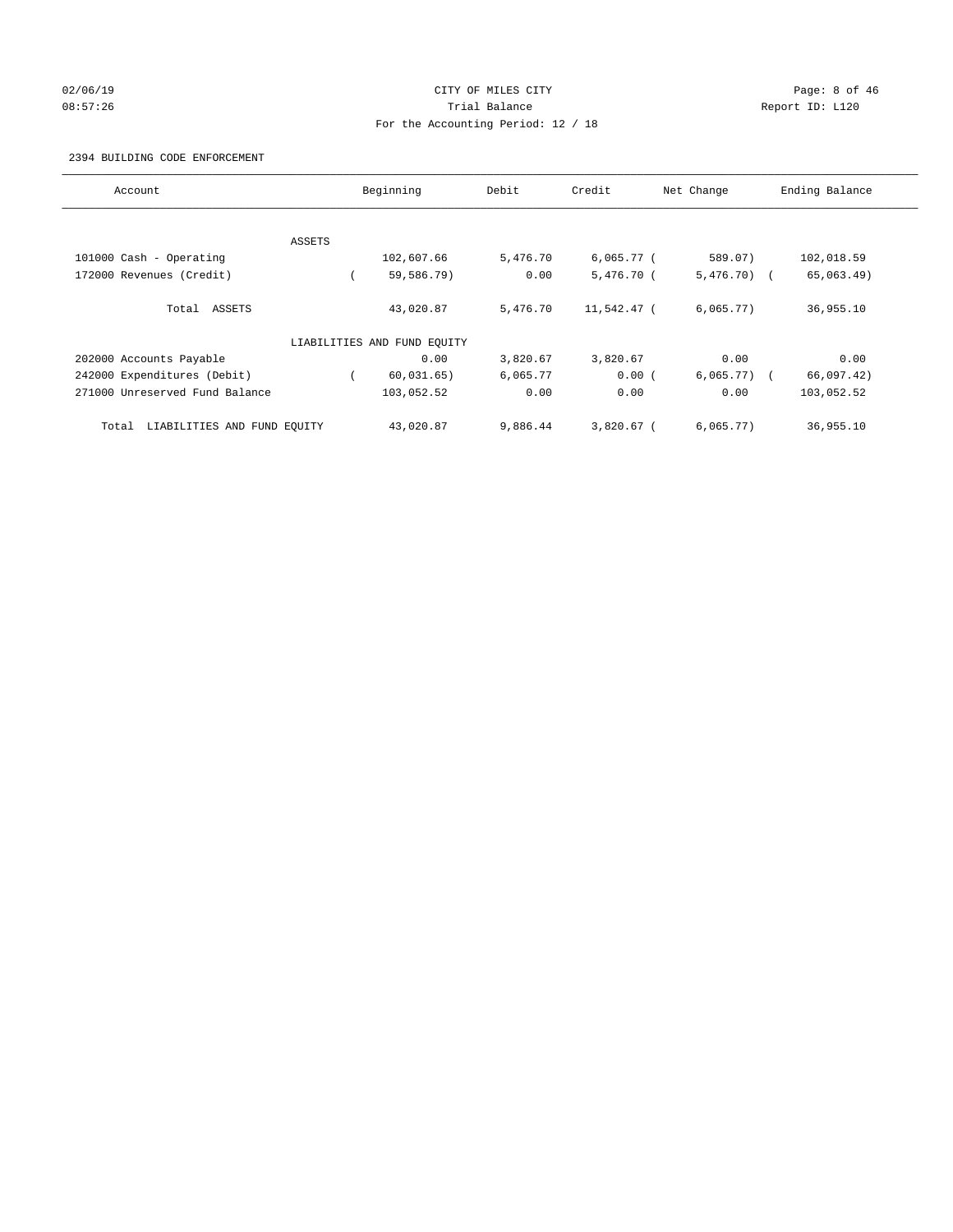CITY OF MILES CITY
Trial Balance
For the Accounting Period: 12 / 18

02/06/19
08:57:26

Report ID: L120

2394 BUILDING CODE ENFORCEMENT

| Account | Beginning | Debit | Credit | Net Change | Ending Balance |
|---|---|---|---|---|---|
| ASSETS | | | | | |
| 101000 Cash - Operating | 102,607.66 | 5,476.70 | 6,065.77 | ( 589.07) | 102,018.59 |
| 172000 Revenues (Credit) | ( 59,586.79) | 0.00 | 5,476.70 | ( 5,476.70) | ( 65,063.49) |
| Total ASSETS | 43,020.87 | 5,476.70 | 11,542.47 | ( 6,065.77) | 36,955.10 |
| LIABILITIES AND FUND EQUITY | | | | | |
| 202000 Accounts Payable | 0.00 | 3,820.67 | 3,820.67 | 0.00 | 0.00 |
| 242000 Expenditures (Debit) | ( 60,031.65) | 6,065.77 | 0.00 | ( 6,065.77) | ( 66,097.42) |
| 271000 Unreserved Fund Balance | 103,052.52 | 0.00 | 0.00 | 0.00 | 103,052.52 |
| Total LIABILITIES AND FUND EQUITY | 43,020.87 | 9,886.44 | 3,820.67 | ( 6,065.77) | 36,955.10 |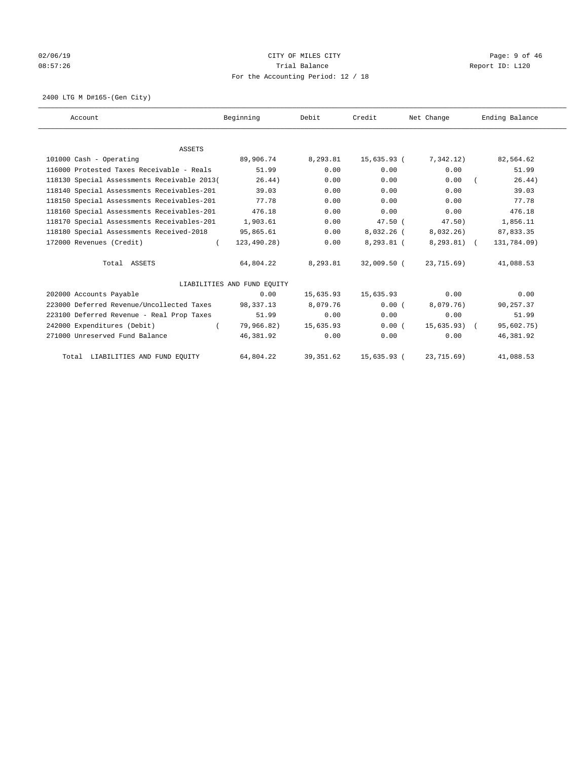CITY OF MILES CITY

Trial Balance

For the Accounting Period: 12 / 18

02/06/19
08:57:26

Report ID: L120

2400 LTG M D#165-(Gen City)

| Account | Beginning | Debit | Credit | Net Change | Ending Balance |
|---|---|---|---|---|---|
| ASSETS | | | | | |
| 101000 Cash - Operating | 89,906.74 | 8,293.81 | 15,635.93 | ( 7,342.12) | 82,564.62 |
| 116000 Protested Taxes Receivable - Reals | 51.99 | 0.00 | 0.00 | 0.00 | 51.99 |
| 118130 Special Assessments Receivable 2013 | ( 26.44) | 0.00 | 0.00 | 0.00 | ( 26.44) |
| 118140 Special Assessments Receivables-201 | 39.03 | 0.00 | 0.00 | 0.00 | 39.03 |
| 118150 Special Assessments Receivables-201 | 77.78 | 0.00 | 0.00 | 0.00 | 77.78 |
| 118160 Special Assessments Receivables-201 | 476.18 | 0.00 | 0.00 | 0.00 | 476.18 |
| 118170 Special Assessments Receivables-201 | 1,903.61 | 0.00 | 47.50 | ( 47.50) | 1,856.11 |
| 118180 Special Assessments Received-2018 | 95,865.61 | 0.00 | 8,032.26 | ( 8,032.26) | 87,833.35 |
| 172000 Revenues (Credit) | ( 123,490.28) | 0.00 | 8,293.81 | ( 8,293.81) | ( 131,784.09) |
| Total ASSETS | 64,804.22 | 8,293.81 | 32,009.50 | ( 23,715.69) | 41,088.53 |
| LIABILITIES AND FUND EQUITY | | | | | |
| 202000 Accounts Payable | 0.00 | 15,635.93 | 15,635.93 | 0.00 | 0.00 |
| 223000 Deferred Revenue/Uncollected Taxes | 98,337.13 | 8,079.76 | 0.00 | ( 8,079.76) | 90,257.37 |
| 223100 Deferred Revenue - Real Prop Taxes | 51.99 | 0.00 | 0.00 | 0.00 | 51.99 |
| 242000 Expenditures (Debit) | ( 79,966.82) | 15,635.93 | 0.00 | ( 15,635.93) | ( 95,602.75) |
| 271000 Unreserved Fund Balance | 46,381.92 | 0.00 | 0.00 | 0.00 | 46,381.92 |
| Total LIABILITIES AND FUND EQUITY | 64,804.22 | 39,351.62 | 15,635.93 | ( 23,715.69) | 41,088.53 |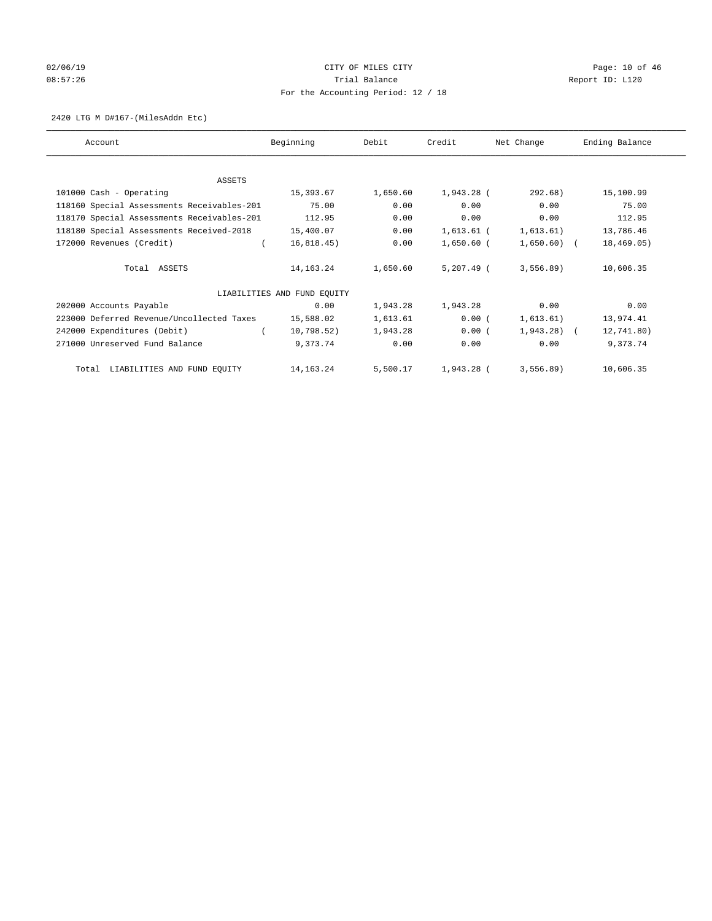CITY OF MILES CITY
Trial Balance
For the Accounting Period: 12 / 18

02/06/19
08:57:26

Report ID: L120

2420 LTG M D#167-(MilesAddn Etc)

| Account | Beginning | Debit | Credit | Net Change | Ending Balance |
|---|---|---|---|---|---|
| ASSETS | | | | | |
| 101000 Cash - Operating | 15,393.67 | 1,650.60 | 1,943.28 | ( 292.68) | 15,100.99 |
| 118160 Special Assessments Receivables-201 | 75.00 | 0.00 | 0.00 | 0.00 | 75.00 |
| 118170 Special Assessments Receivables-201 | 112.95 | 0.00 | 0.00 | 0.00 | 112.95 |
| 118180 Special Assessments Received-2018 | 15,400.07 | 0.00 | 1,613.61 | ( 1,613.61) | 13,786.46 |
| 172000 Revenues (Credit) | ( 16,818.45) | 0.00 | 1,650.60 | ( 1,650.60) | ( 18,469.05) |
| Total ASSETS | 14,163.24 | 1,650.60 | 5,207.49 | ( 3,556.89) | 10,606.35 |
| LIABILITIES AND FUND EQUITY | | | | | |
| 202000 Accounts Payable | 0.00 | 1,943.28 | 1,943.28 | 0.00 | 0.00 |
| 223000 Deferred Revenue/Uncollected Taxes | 15,588.02 | 1,613.61 | 0.00 | ( 1,613.61) | 13,974.41 |
| 242000 Expenditures (Debit) | ( 10,798.52) | 1,943.28 | 0.00 | ( 1,943.28) | ( 12,741.80) |
| 271000 Unreserved Fund Balance | 9,373.74 | 0.00 | 0.00 | 0.00 | 9,373.74 |
| Total LIABILITIES AND FUND EQUITY | 14,163.24 | 5,500.17 | 1,943.28 | ( 3,556.89) | 10,606.35 |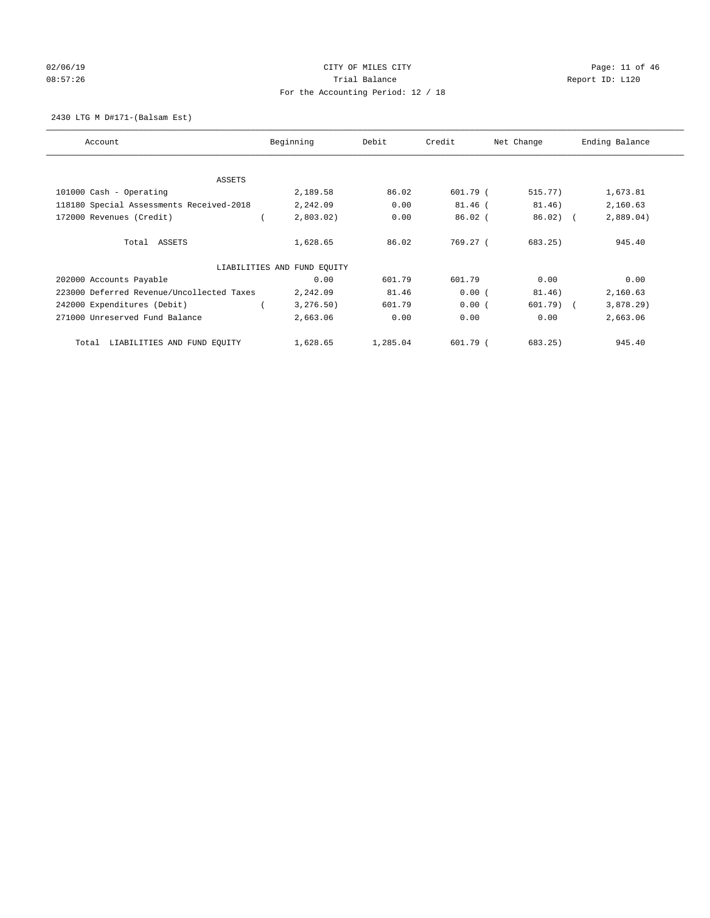CITY OF MILES CITY
Trial Balance
For the Accounting Period: 12 / 18

02/06/19
08:57:26

Report ID: L120

2430 LTG M D#171-(Balsam Est)

| Account | Beginning | Debit | Credit | Net Change | Ending Balance |
|---|---|---|---|---|---|
| ASSETS | | | | | |
| 101000 Cash - Operating | 2,189.58 | 86.02 | 601.79 | ( 515.77) | 1,673.81 |
| 118180 Special Assessments Received-2018 | 2,242.09 | 0.00 | 81.46 | ( 81.46) | 2,160.63 |
| 172000 Revenues (Credit) | ( 2,803.02) | 0.00 | 86.02 | ( 86.02) | ( 2,889.04) |
| Total ASSETS | 1,628.65 | 86.02 | 769.27 | ( 683.25) | 945.40 |
| LIABILITIES AND FUND EQUITY | | | | | |
| 202000 Accounts Payable | 0.00 | 601.79 | 601.79 | 0.00 | 0.00 |
| 223000 Deferred Revenue/Uncollected Taxes | 2,242.09 | 81.46 | 0.00 | ( 81.46) | 2,160.63 |
| 242000 Expenditures (Debit) | ( 3,276.50) | 601.79 | 0.00 | ( 601.79) | ( 3,878.29) |
| 271000 Unreserved Fund Balance | 2,663.06 | 0.00 | 0.00 | 0.00 | 2,663.06 |
| Total LIABILITIES AND FUND EQUITY | 1,628.65 | 1,285.04 | 601.79 | ( 683.25) | 945.40 |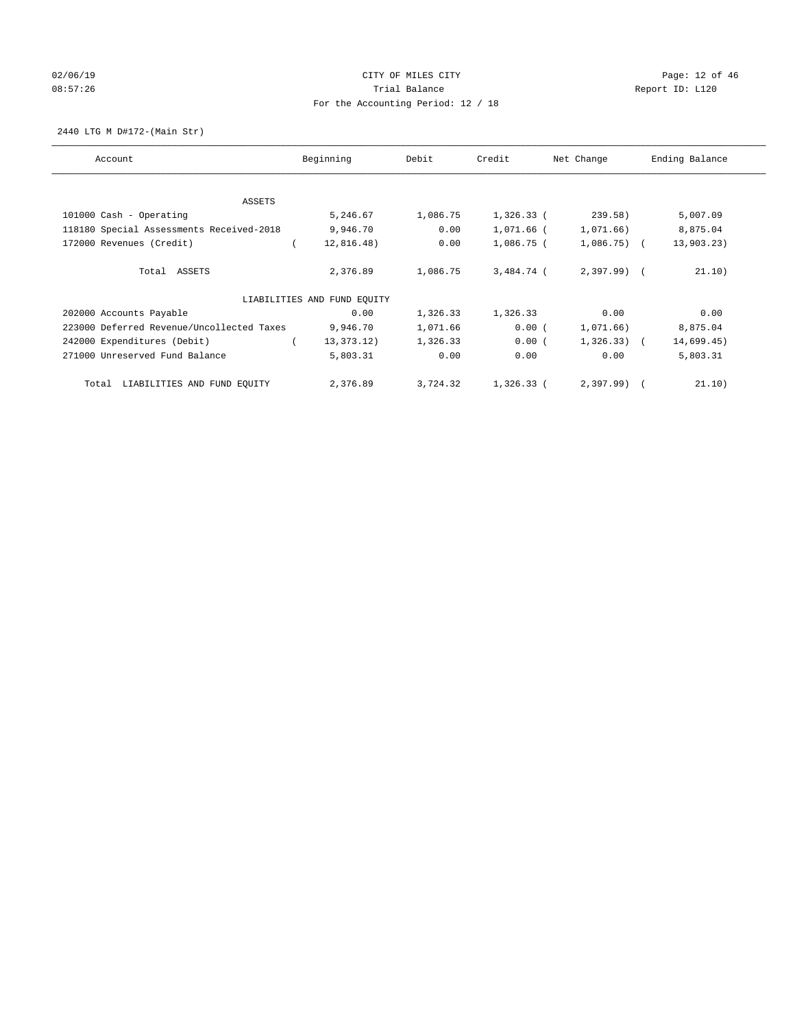CITY OF MILES CITY

Trial Balance

For the Accounting Period: 12 / 18

2440 LTG M D#172-(Main Str)

| Account | Beginning | Debit | Credit | Net Change | Ending Balance |
|---|---|---|---|---|---|
| ASSETS | | | | | |
| 101000 Cash - Operating | 5,246.67 | 1,086.75 | 1,326.33 | ( 239.58) | 5,007.09 |
| 118180 Special Assessments Received-2018 | 9,946.70 | 0.00 | 1,071.66 | ( 1,071.66) | 8,875.04 |
| 172000 Revenues (Credit) | ( 12,816.48) | 0.00 | 1,086.75 | ( 1,086.75) | ( 13,903.23) |
| Total ASSETS | 2,376.89 | 1,086.75 | 3,484.74 | ( 2,397.99) | ( 21.10) |
| LIABILITIES AND FUND EQUITY | | | | | |
| 202000 Accounts Payable | 0.00 | 1,326.33 | 1,326.33 | 0.00 | 0.00 |
| 223000 Deferred Revenue/Uncollected Taxes | 9,946.70 | 1,071.66 | 0.00 | ( 1,071.66) | 8,875.04 |
| 242000 Expenditures (Debit) | ( 13,373.12) | 1,326.33 | 0.00 | ( 1,326.33) | ( 14,699.45) |
| 271000 Unreserved Fund Balance | 5,803.31 | 0.00 | 0.00 | 0.00 | 5,803.31 |
| Total LIABILITIES AND FUND EQUITY | 2,376.89 | 3,724.32 | 1,326.33 | ( 2,397.99) | ( 21.10) |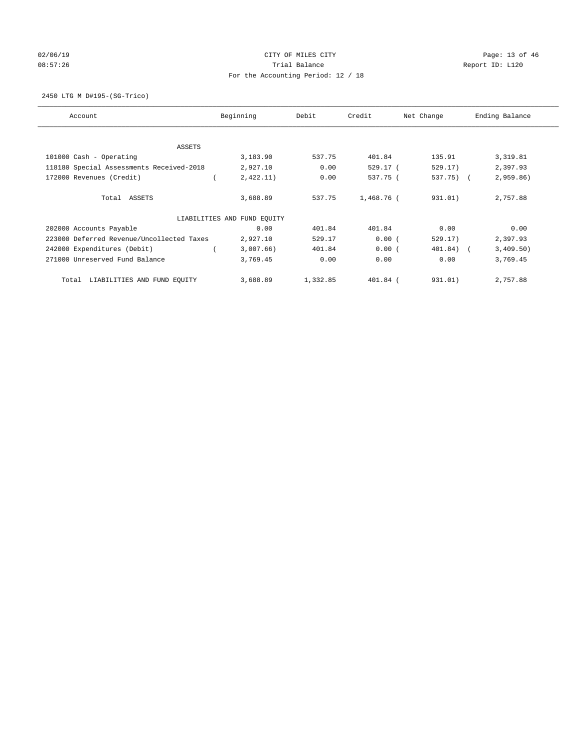CITY OF MILES CITY
Trial Balance
For the Accounting Period: 12 / 18

02/06/19
08:57:26

Report ID: L120

2450 LTG M D#195-(SG-Trico)

| Account | Beginning | Debit | Credit | Net Change | Ending Balance |
|---|---|---|---|---|---|
| ASSETS | | | | | |
| 101000 Cash - Operating | 3,183.90 | 537.75 | 401.84 | 135.91 | 3,319.81 |
| 118180 Special Assessments Received-2018 | 2,927.10 | 0.00 | 529.17 | ( 529.17) | 2,397.93 |
| 172000 Revenues (Credit) | ( 2,422.11) | 0.00 | 537.75 | ( 537.75) | ( 2,959.86) |
| Total ASSETS | 3,688.89 | 537.75 | 1,468.76 | ( 931.01) | 2,757.88 |
| LIABILITIES AND FUND EQUITY | | | | | |
| 202000 Accounts Payable | 0.00 | 401.84 | 401.84 | 0.00 | 0.00 |
| 223000 Deferred Revenue/Uncollected Taxes | 2,927.10 | 529.17 | 0.00 | ( 529.17) | 2,397.93 |
| 242000 Expenditures (Debit) | ( 3,007.66) | 401.84 | 0.00 | ( 401.84) | ( 3,409.50) |
| 271000 Unreserved Fund Balance | 3,769.45 | 0.00 | 0.00 | 0.00 | 3,769.45 |
| Total LIABILITIES AND FUND EQUITY | 3,688.89 | 1,332.85 | 401.84 | ( 931.01) | 2,757.88 |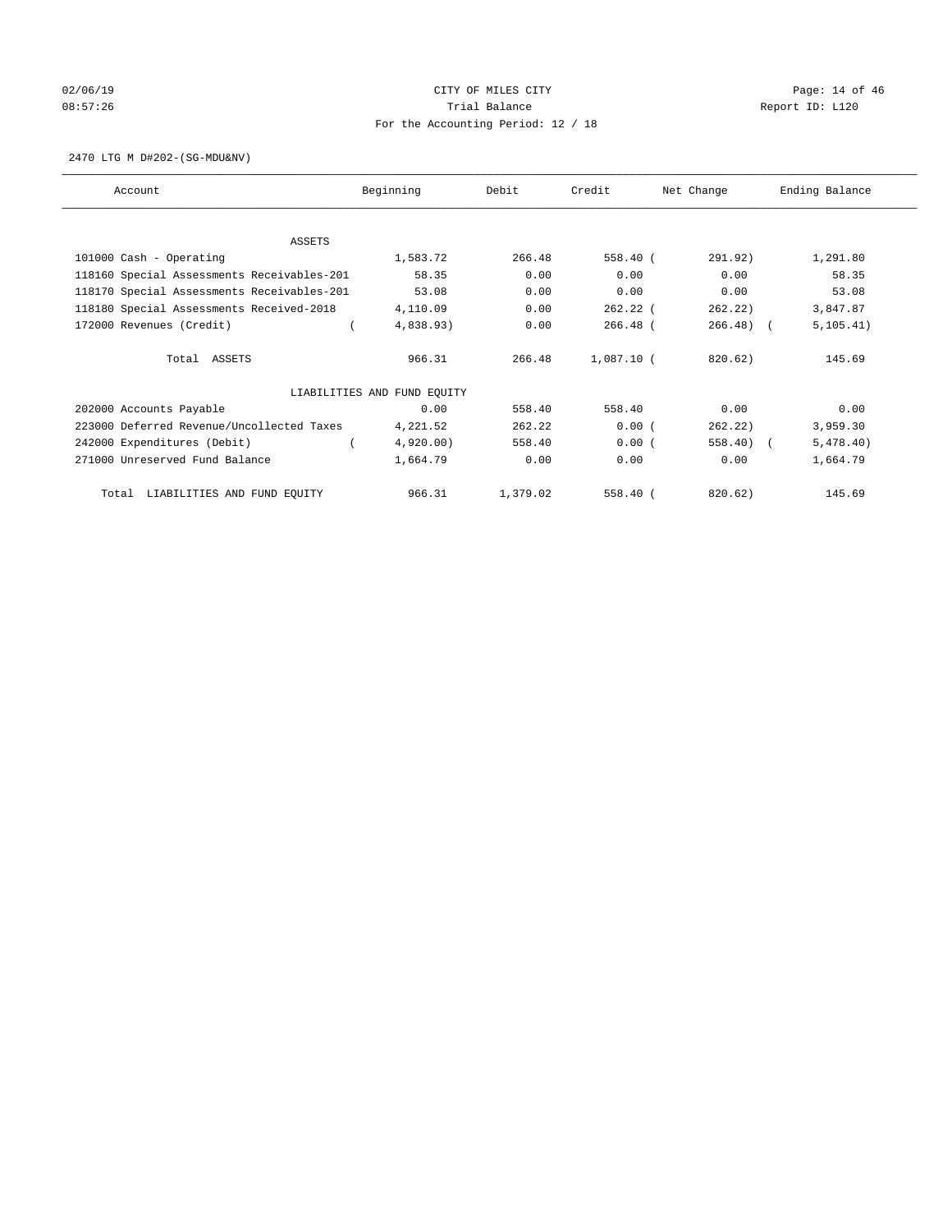CITY OF MILES CITY

Trial Balance

For the Accounting Period: 12 / 18

2470 LTG M D#202-(SG-MDU&NV)

| Account | Beginning | Debit | Credit | Net Change | Ending Balance |
|---|---|---|---|---|---|
| ASSETS | | | | | |
| 101000 Cash - Operating | 1,583.72 | 266.48 | 558.40 | ( 291.92) | 1,291.80 |
| 118160 Special Assessments Receivables-201 | 58.35 | 0.00 | 0.00 | 0.00 | 58.35 |
| 118170 Special Assessments Receivables-201 | 53.08 | 0.00 | 0.00 | 0.00 | 53.08 |
| 118180 Special Assessments Received-2018 | 4,110.09 | 0.00 | 262.22 | ( 262.22) | 3,847.87 |
| 172000 Revenues (Credit) | ( 4,838.93) | 0.00 | 266.48 | ( 266.48) | ( 5,105.41) |
| Total ASSETS | 966.31 | 266.48 | 1,087.10 | ( 820.62) | 145.69 |
| LIABILITIES AND FUND EQUITY | | | | | |
| 202000 Accounts Payable | 0.00 | 558.40 | 558.40 | 0.00 | 0.00 |
| 223000 Deferred Revenue/Uncollected Taxes | 4,221.52 | 262.22 | 0.00 | ( 262.22) | 3,959.30 |
| 242000 Expenditures (Debit) | ( 4,920.00) | 558.40 | 0.00 | ( 558.40) | ( 5,478.40) |
| 271000 Unreserved Fund Balance | 1,664.79 | 0.00 | 0.00 | 0.00 | 1,664.79 |
| Total LIABILITIES AND FUND EQUITY | 966.31 | 1,379.02 | 558.40 | ( 820.62) | 145.69 |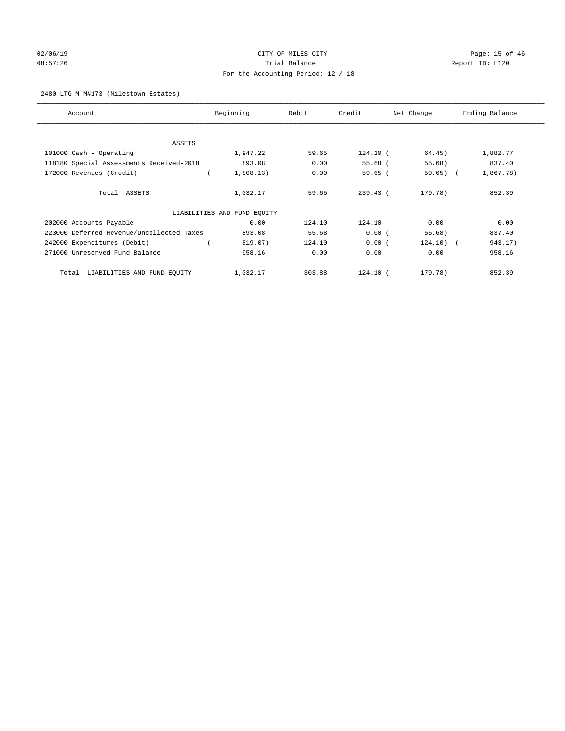CITY OF MILES CITY

Trial Balance

For the Accounting Period: 12 / 18

02/06/19 08:57:26 Report ID: L120

2480 LTG M M#173-(Milestown Estates)

| Account | Beginning | Debit | Credit | Net Change | Ending Balance |
|---|---|---|---|---|---|
| ASSETS | | | | | |
| 101000 Cash - Operating | 1,947.22 | 59.65 | 124.10 | ( 64.45) | 1,882.77 |
| 118180 Special Assessments Received-2018 | 893.08 | 0.00 | 55.68 | ( 55.68) | 837.40 |
| 172000 Revenues (Credit) | ( 1,808.13) | 0.00 | 59.65 | ( 59.65) | ( 1,867.78) |
| Total ASSETS | 1,032.17 | 59.65 | 239.43 | ( 179.78) | 852.39 |
| LIABILITIES AND FUND EQUITY | | | | | |
| 202000 Accounts Payable | 0.00 | 124.10 | 124.10 | 0.00 | 0.00 |
| 223000 Deferred Revenue/Uncollected Taxes | 893.08 | 55.68 | 0.00 | ( 55.68) | 837.40 |
| 242000 Expenditures (Debit) | ( 819.07) | 124.10 | 0.00 | ( 124.10) | ( 943.17) |
| 271000 Unreserved Fund Balance | 958.16 | 0.00 | 0.00 | 0.00 | 958.16 |
| Total LIABILITIES AND FUND EQUITY | 1,032.17 | 303.88 | 124.10 | ( 179.78) | 852.39 |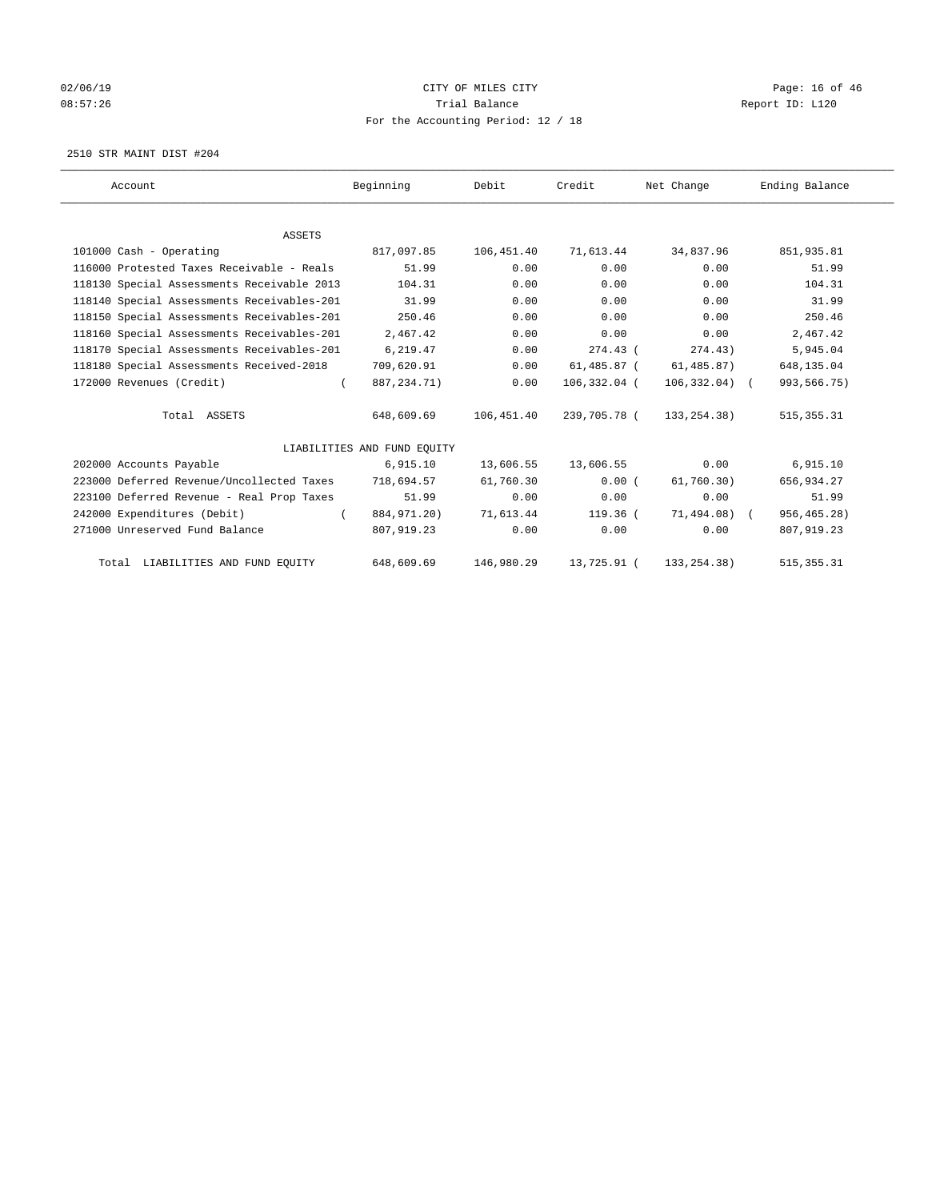CITY OF MILES CITY

Trial Balance

For the Accounting Period: 12 / 18

2510 STR MAINT DIST #204

| Account | Beginning | Debit | Credit | Net Change | Ending Balance |
|---|---|---|---|---|---|
| ASSETS | | | | | |
| 101000 Cash - Operating | 817,097.85 | 106,451.40 | 71,613.44 | 34,837.96 | 851,935.81 |
| 116000 Protested Taxes Receivable - Reals | 51.99 | 0.00 | 0.00 | 0.00 | 51.99 |
| 118130 Special Assessments Receivable 2013 | 104.31 | 0.00 | 0.00 | 0.00 | 104.31 |
| 118140 Special Assessments Receivables-201 | 31.99 | 0.00 | 0.00 | 0.00 | 31.99 |
| 118150 Special Assessments Receivables-201 | 250.46 | 0.00 | 0.00 | 0.00 | 250.46 |
| 118160 Special Assessments Receivables-201 | 2,467.42 | 0.00 | 0.00 | 0.00 | 2,467.42 |
| 118170 Special Assessments Receivables-201 | 6,219.47 | 0.00 | 274.43 | ( 274.43) | 5,945.04 |
| 118180 Special Assessments Received-2018 | 709,620.91 | 0.00 | 61,485.87 | ( 61,485.87) | 648,135.04 |
| 172000 Revenues (Credit) | ( 887,234.71) | 0.00 | 106,332.04 | ( 106,332.04) | ( 993,566.75) |
| Total ASSETS | 648,609.69 | 106,451.40 | 239,705.78 | ( 133,254.38) | 515,355.31 |
| LIABILITIES AND FUND EQUITY | | | | | |
| 202000 Accounts Payable | 6,915.10 | 13,606.55 | 13,606.55 | 0.00 | 6,915.10 |
| 223000 Deferred Revenue/Uncollected Taxes | 718,694.57 | 61,760.30 | 0.00 | ( 61,760.30) | 656,934.27 |
| 223100 Deferred Revenue - Real Prop Taxes | 51.99 | 0.00 | 0.00 | 0.00 | 51.99 |
| 242000 Expenditures (Debit) | ( 884,971.20) | 71,613.44 | 119.36 | ( 71,494.08) | ( 956,465.28) |
| 271000 Unreserved Fund Balance | 807,919.23 | 0.00 | 0.00 | 0.00 | 807,919.23 |
| Total LIABILITIES AND FUND EQUITY | 648,609.69 | 146,980.29 | 13,725.91 | ( 133,254.38) | 515,355.31 |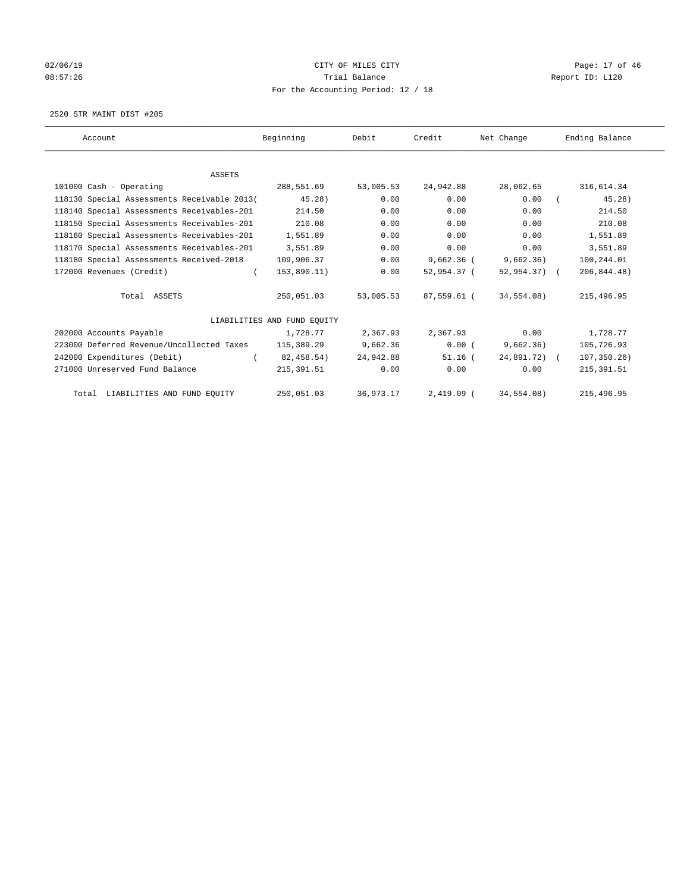02/06/19 CITY OF MILES CITY
08:57:26 Trial Balance Report ID: L120
For the Accounting Period: 12 / 18

2520 STR MAINT DIST #205

| Account | Beginning | Debit | Credit | Net Change | Ending Balance |
|---|---|---|---|---|---|
| ASSETS | | | | | |
| 101000 Cash - Operating | 288,551.69 | 53,005.53 | 24,942.88 | 28,062.65 | 316,614.34 |
| 118130 Special Assessments Receivable 2013 | ( 45.28) | 0.00 | 0.00 | 0.00 | ( 45.28) |
| 118140 Special Assessments Receivables-201 | 214.50 | 0.00 | 0.00 | 0.00 | 214.50 |
| 118150 Special Assessments Receivables-201 | 210.08 | 0.00 | 0.00 | 0.00 | 210.08 |
| 118160 Special Assessments Receivables-201 | 1,551.89 | 0.00 | 0.00 | 0.00 | 1,551.89 |
| 118170 Special Assessments Receivables-201 | 3,551.89 | 0.00 | 0.00 | 0.00 | 3,551.89 |
| 118180 Special Assessments Received-2018 | 109,906.37 | 0.00 | 9,662.36 | ( 9,662.36) | 100,244.01 |
| 172000 Revenues (Credit) | ( 153,890.11) | 0.00 | 52,954.37 | ( 52,954.37) | ( 206,844.48) |
| Total ASSETS | 250,051.03 | 53,005.53 | 87,559.61 | ( 34,554.08) | 215,496.95 |
| LIABILITIES AND FUND EQUITY | | | | | |
| 202000 Accounts Payable | 1,728.77 | 2,367.93 | 2,367.93 | 0.00 | 1,728.77 |
| 223000 Deferred Revenue/Uncollected Taxes | 115,389.29 | 9,662.36 | 0.00 | ( 9,662.36) | 105,726.93 |
| 242000 Expenditures (Debit) | ( 82,458.54) | 24,942.88 | 51.16 | ( 24,891.72) | ( 107,350.26) |
| 271000 Unreserved Fund Balance | 215,391.51 | 0.00 | 0.00 | 0.00 | 215,391.51 |
| Total LIABILITIES AND FUND EQUITY | 250,051.03 | 36,973.17 | 2,419.09 | ( 34,554.08) | 215,496.95 |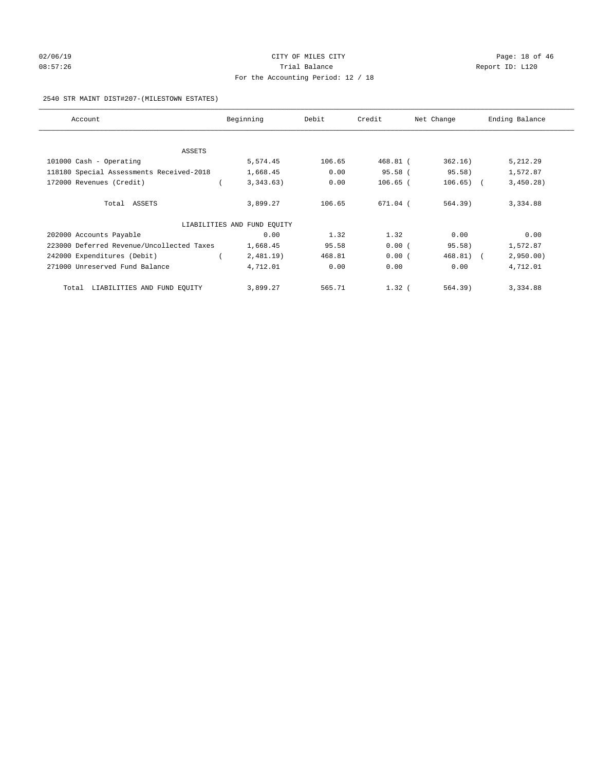CITY OF MILES CITY
Trial Balance
For the Accounting Period: 12 / 18

02/06/19
08:57:26

Report ID: L120

2540 STR MAINT DIST#207-(MILESTOWN ESTATES)

| Account | Beginning | Debit | Credit | Net Change | Ending Balance |
|---|---|---|---|---|---|
| ASSETS | | | | | |
| 101000 Cash - Operating | 5,574.45 | 106.65 | 468.81 | ( 362.16) | 5,212.29 |
| 118180 Special Assessments Received-2018 | 1,668.45 | 0.00 | 95.58 | ( 95.58) | 1,572.87 |
| 172000 Revenues (Credit) | ( 3,343.63) | 0.00 | 106.65 | ( 106.65) | ( 3,450.28) |
| Total ASSETS | 3,899.27 | 106.65 | 671.04 | ( 564.39) | 3,334.88 |
| LIABILITIES AND FUND EQUITY | | | | | |
| 202000 Accounts Payable | 0.00 | 1.32 | 1.32 | 0.00 | 0.00 |
| 223000 Deferred Revenue/Uncollected Taxes | 1,668.45 | 95.58 | 0.00 | ( 95.58) | 1,572.87 |
| 242000 Expenditures (Debit) | ( 2,481.19) | 468.81 | 0.00 | ( 468.81) | ( 2,950.00) |
| 271000 Unreserved Fund Balance | 4,712.01 | 0.00 | 0.00 | 0.00 | 4,712.01 |
| Total LIABILITIES AND FUND EQUITY | 3,899.27 | 565.71 | 1.32 | ( 564.39) | 3,334.88 |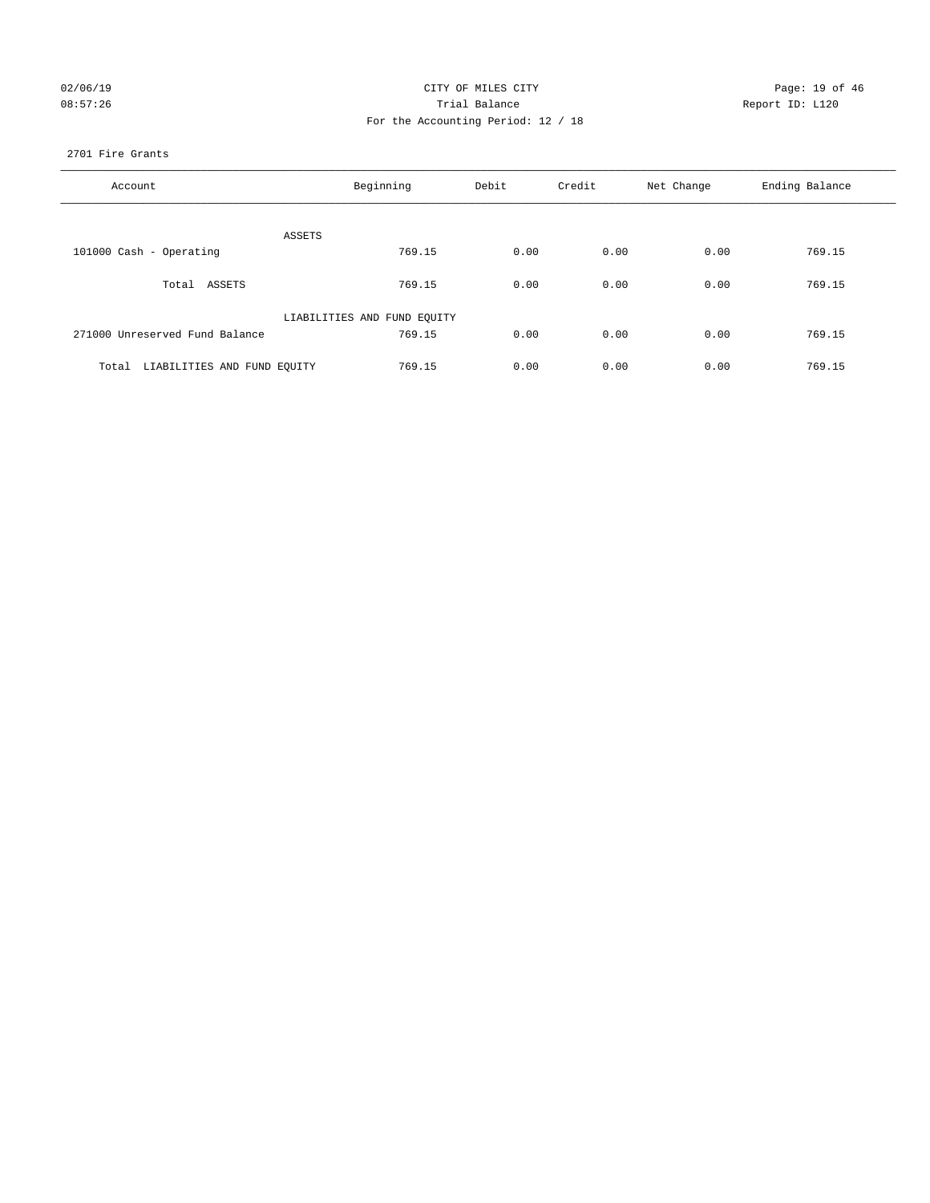CITY OF MILES CITY

Trial Balance

For the Accounting Period: 12 / 18

02/06/19
08:57:26

Report ID: L120

2701 Fire Grants

| Account | Beginning | Debit | Credit | Net Change | Ending Balance |
| --- | --- | --- | --- | --- | --- |
| ASSETS | | | | | |
| 101000 Cash - Operating | 769.15 | 0.00 | 0.00 | 0.00 | 769.15 |
| Total ASSETS | 769.15 | 0.00 | 0.00 | 0.00 | 769.15 |
| LIABILITIES AND FUND EQUITY | | | | | |
| 271000 Unreserved Fund Balance | 769.15 | 0.00 | 0.00 | 0.00 | 769.15 |
| Total LIABILITIES AND FUND EQUITY | 769.15 | 0.00 | 0.00 | 0.00 | 769.15 |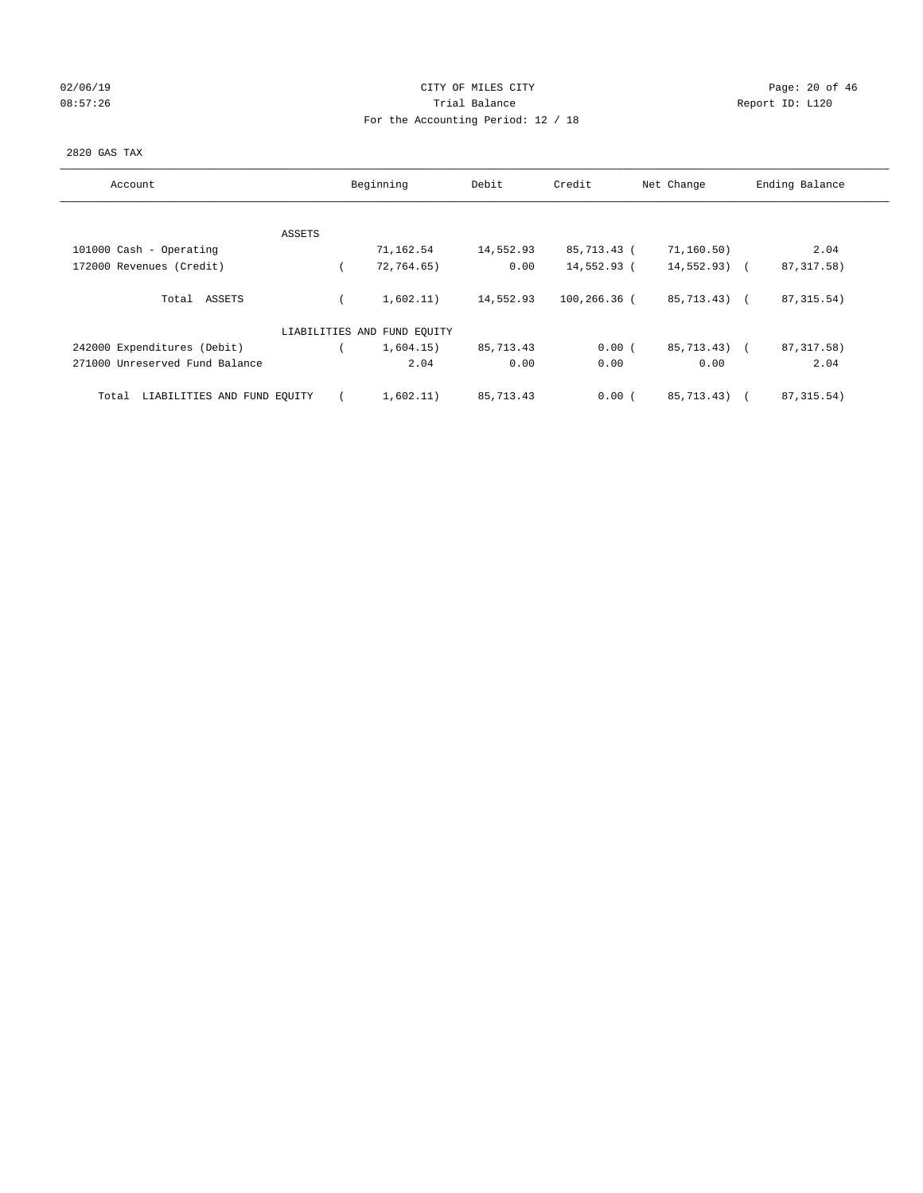CITY OF MILES CITY

Trial Balance

For the Accounting Period: 12 / 18

02/06/19 08:57:26

Report ID: L120

2820 GAS TAX

| Account | Beginning | Debit | Credit | Net Change | Ending Balance |
|---|---|---|---|---|---|
| ASSETS | | | | | |
| 101000 Cash - Operating | 71,162.54 | 14,552.93 | 85,713.43 | ( 71,160.50) | 2.04 |
| 172000 Revenues (Credit) | ( 72,764.65) | 0.00 | 14,552.93 | ( 14,552.93) | ( 87,317.58) |
| Total ASSETS | ( 1,602.11) | 14,552.93 | 100,266.36 | ( 85,713.43) | ( 87,315.54) |
| LIABILITIES AND FUND EQUITY | | | | | |
| 242000 Expenditures (Debit) | ( 1,604.15) | 85,713.43 | 0.00 | ( 85,713.43) | ( 87,317.58) |
| 271000 Unreserved Fund Balance | 2.04 | 0.00 | 0.00 | 0.00 | 2.04 |
| Total LIABILITIES AND FUND EQUITY | ( 1,602.11) | 85,713.43 | 0.00 | ( 85,713.43) | ( 87,315.54) |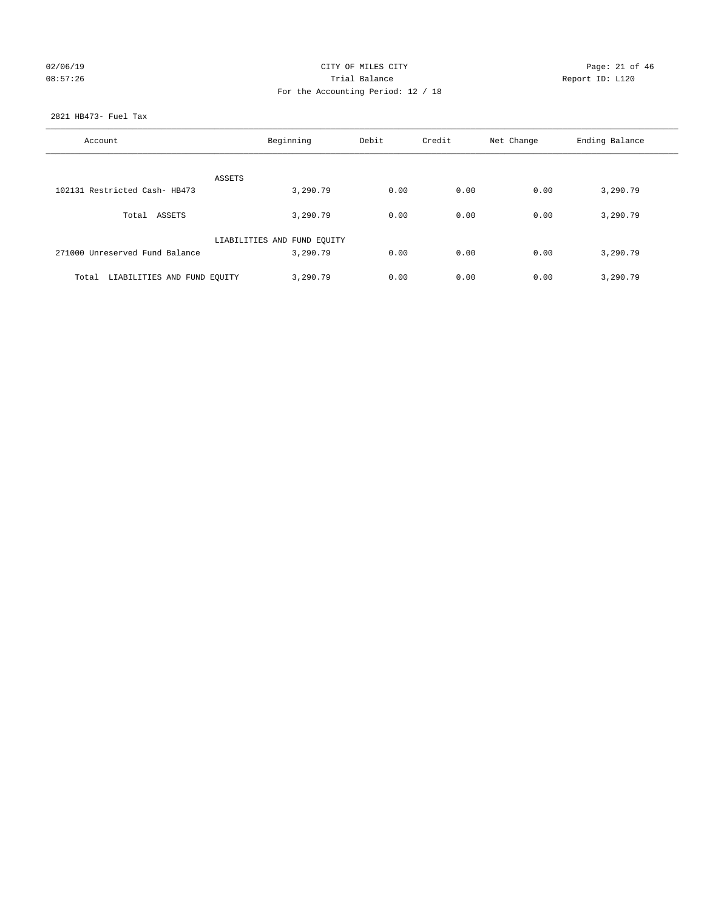CITY OF MILES CITY
Trial Balance
For the Accounting Period: 12 / 18

02/06/19
08:57:26

Report ID: L120

2821 HB473- Fuel Tax

| Account | Beginning | Debit | Credit | Net Change | Ending Balance |
|---|---|---|---|---|---|
| ASSETS | | | | | |
| 102131 Restricted Cash- HB473 | 3,290.79 | 0.00 | 0.00 | 0.00 | 3,290.79 |
| Total ASSETS | 3,290.79 | 0.00 | 0.00 | 0.00 | 3,290.79 |
| LIABILITIES AND FUND EQUITY | | | | | |
| 271000 Unreserved Fund Balance | 3,290.79 | 0.00 | 0.00 | 0.00 | 3,290.79 |
| Total LIABILITIES AND FUND EQUITY | 3,290.79 | 0.00 | 0.00 | 0.00 | 3,290.79 |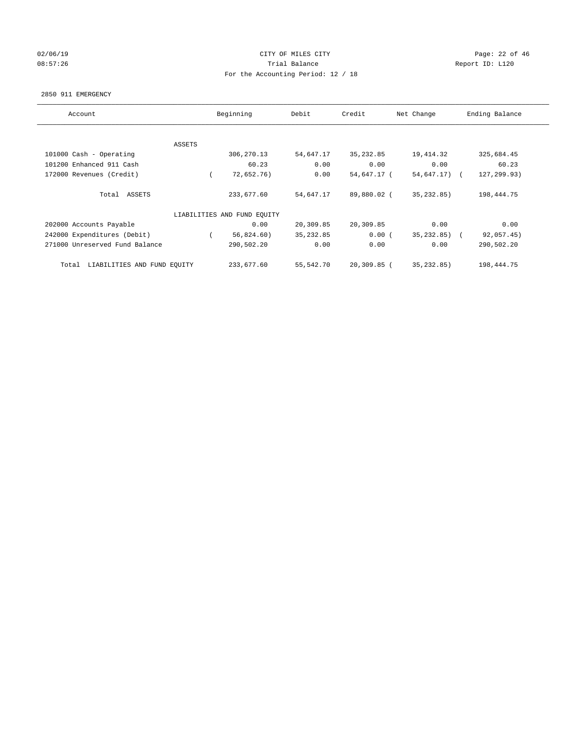CITY OF MILES CITY
Trial Balance
For the Accounting Period: 12 / 18

02/06/19
08:57:26

Report ID: L120

2850 911 EMERGENCY

| Account | Beginning | Debit | Credit | Net Change | Ending Balance |
|---|---|---|---|---|---|
| ASSETS | | | | | |
| 101000 Cash - Operating | 306,270.13 | 54,647.17 | 35,232.85 | 19,414.32 | 325,684.45 |
| 101200 Enhanced 911 Cash | 60.23 | 0.00 | 0.00 | 0.00 | 60.23 |
| 172000 Revenues (Credit) | ( 72,652.76) | 0.00 | 54,647.17 | ( 54,647.17) | ( 127,299.93) |
| Total ASSETS | 233,677.60 | 54,647.17 | 89,880.02 | ( 35,232.85) | 198,444.75 |
| LIABILITIES AND FUND EQUITY | | | | | |
| 202000 Accounts Payable | 0.00 | 20,309.85 | 20,309.85 | 0.00 | 0.00 |
| 242000 Expenditures (Debit) | ( 56,824.60) | 35,232.85 | 0.00 | ( 35,232.85) | ( 92,057.45) |
| 271000 Unreserved Fund Balance | 290,502.20 | 0.00 | 0.00 | 0.00 | 290,502.20 |
| Total LIABILITIES AND FUND EQUITY | 233,677.60 | 55,542.70 | 20,309.85 | ( 35,232.85) | 198,444.75 |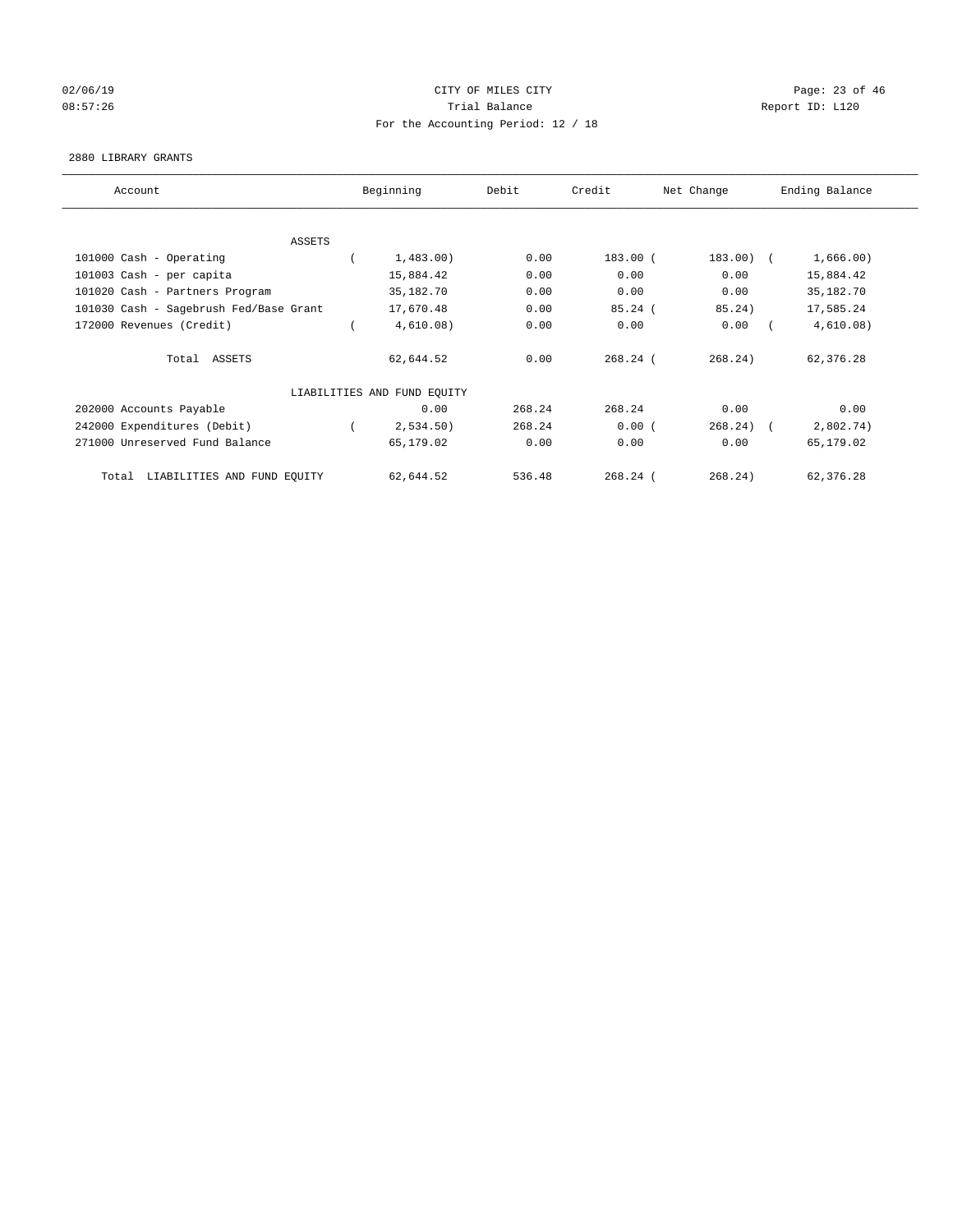CITY OF MILES CITY
Trial Balance
For the Accounting Period: 12 / 18

2880 LIBRARY GRANTS

| Account | Beginning | Debit | Credit | Net Change | Ending Balance |
|---|---|---|---|---|---|
| ASSETS | | | | | |
| 101000 Cash - Operating | ( 1,483.00) | 0.00 | 183.00 | ( 183.00) | ( 1,666.00) |
| 101003 Cash - per capita | 15,884.42 | 0.00 | 0.00 | 0.00 | 15,884.42 |
| 101020 Cash - Partners Program | 35,182.70 | 0.00 | 0.00 | 0.00 | 35,182.70 |
| 101030 Cash - Sagebrush Fed/Base Grant | 17,670.48 | 0.00 | 85.24 | ( 85.24) | 17,585.24 |
| 172000 Revenues (Credit) | ( 4,610.08) | 0.00 | 0.00 | 0.00 | ( 4,610.08) |
| Total ASSETS | 62,644.52 | 0.00 | 268.24 | ( 268.24) | 62,376.28 |
| LIABILITIES AND FUND EQUITY | | | | | |
| 202000 Accounts Payable | 0.00 | 268.24 | 268.24 | 0.00 | 0.00 |
| 242000 Expenditures (Debit) | ( 2,534.50) | 268.24 | 0.00 | ( 268.24) | ( 2,802.74) |
| 271000 Unreserved Fund Balance | 65,179.02 | 0.00 | 0.00 | 0.00 | 65,179.02 |
| Total LIABILITIES AND FUND EQUITY | 62,644.52 | 536.48 | 268.24 | ( 268.24) | 62,376.28 |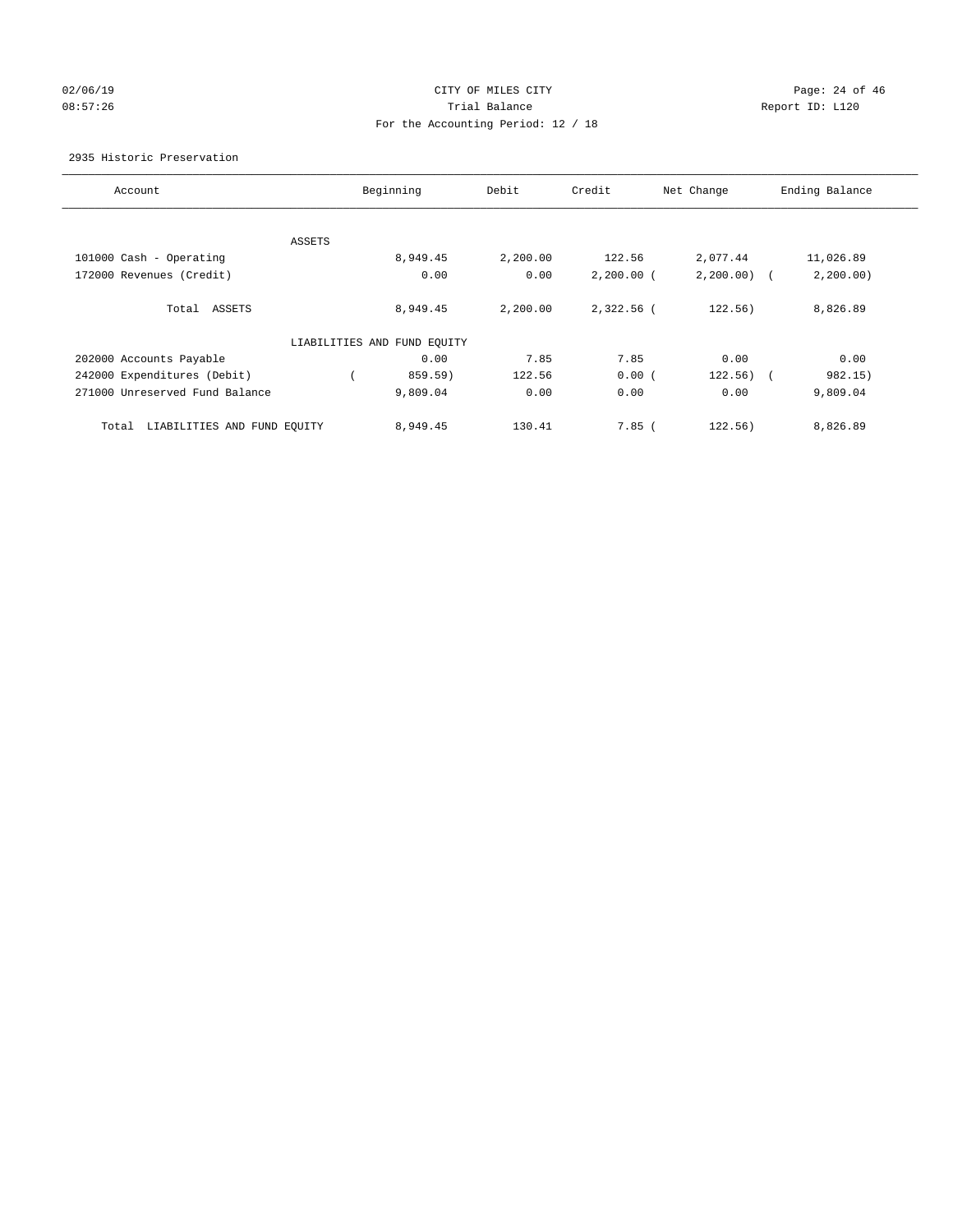CITY OF MILES CITY
Trial Balance
For the Accounting Period: 12 / 18

02/06/19
08:57:26

Report ID: L120

2935 Historic Preservation

| Account | Beginning | Debit | Credit | Net Change | Ending Balance |
|---|---|---|---|---|---|
| ASSETS | | | | | |
| 101000 Cash - Operating | 8,949.45 | 2,200.00 | 122.56 | 2,077.44 | 11,026.89 |
| 172000 Revenues (Credit) | 0.00 | 0.00 | 2,200.00 | (2,200.00) | (2,200.00) |
| Total ASSETS | 8,949.45 | 2,200.00 | 2,322.56 | (122.56) | 8,826.89 |
| LIABILITIES AND FUND EQUITY | | | | | |
| 202000 Accounts Payable | 0.00 | 7.85 | 7.85 | 0.00 | 0.00 |
| 242000 Expenditures (Debit) | (859.59) | 122.56 | 0.00 | (122.56) | (982.15) |
| 271000 Unreserved Fund Balance | 9,809.04 | 0.00 | 0.00 | 0.00 | 9,809.04 |
| Total LIABILITIES AND FUND EQUITY | 8,949.45 | 130.41 | 7.85 | (122.56) | 8,826.89 |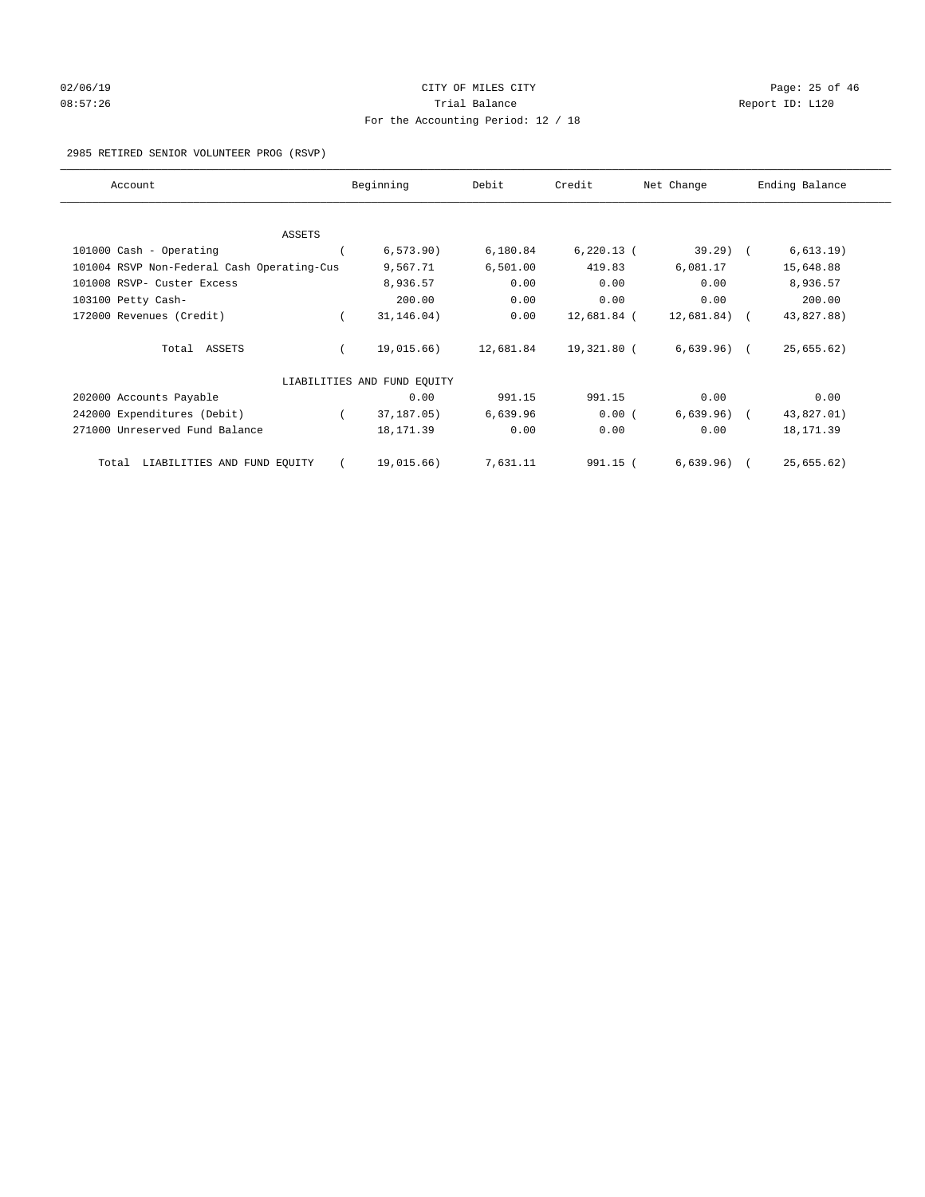CITY OF MILES CITY

Trial Balance

For the Accounting Period: 12 / 18

2985 RETIRED SENIOR VOLUNTEER PROG (RSVP)

| Account | Beginning | Debit | Credit | Net Change | Ending Balance |
|---|---|---|---|---|---|
| ASSETS | | | | | |
| 101000 Cash - Operating | ( 6,573.90) | 6,180.84 | 6,220.13 | ( 39.29) | ( 6,613.19) |
| 101004 RSVP Non-Federal Cash Operating-Cus | 9,567.71 | 6,501.00 | 419.83 | 6,081.17 | 15,648.88 |
| 101008 RSVP- Custer Excess | 8,936.57 | 0.00 | 0.00 | 0.00 | 8,936.57 |
| 103100 Petty Cash- | 200.00 | 0.00 | 0.00 | 0.00 | 200.00 |
| 172000 Revenues (Credit) | ( 31,146.04) | 0.00 | 12,681.84 | ( 12,681.84) | ( 43,827.88) |
| Total ASSETS | ( 19,015.66) | 12,681.84 | 19,321.80 | ( 6,639.96) | ( 25,655.62) |
| LIABILITIES AND FUND EQUITY | | | | | |
| 202000 Accounts Payable | 0.00 | 991.15 | 991.15 | 0.00 | 0.00 |
| 242000 Expenditures (Debit) | ( 37,187.05) | 6,639.96 | 0.00 | ( 6,639.96) | ( 43,827.01) |
| 271000 Unreserved Fund Balance | 18,171.39 | 0.00 | 0.00 | 0.00 | 18,171.39 |
| Total LIABILITIES AND FUND EQUITY | ( 19,015.66) | 7,631.11 | 991.15 | ( 6,639.96) | ( 25,655.62) |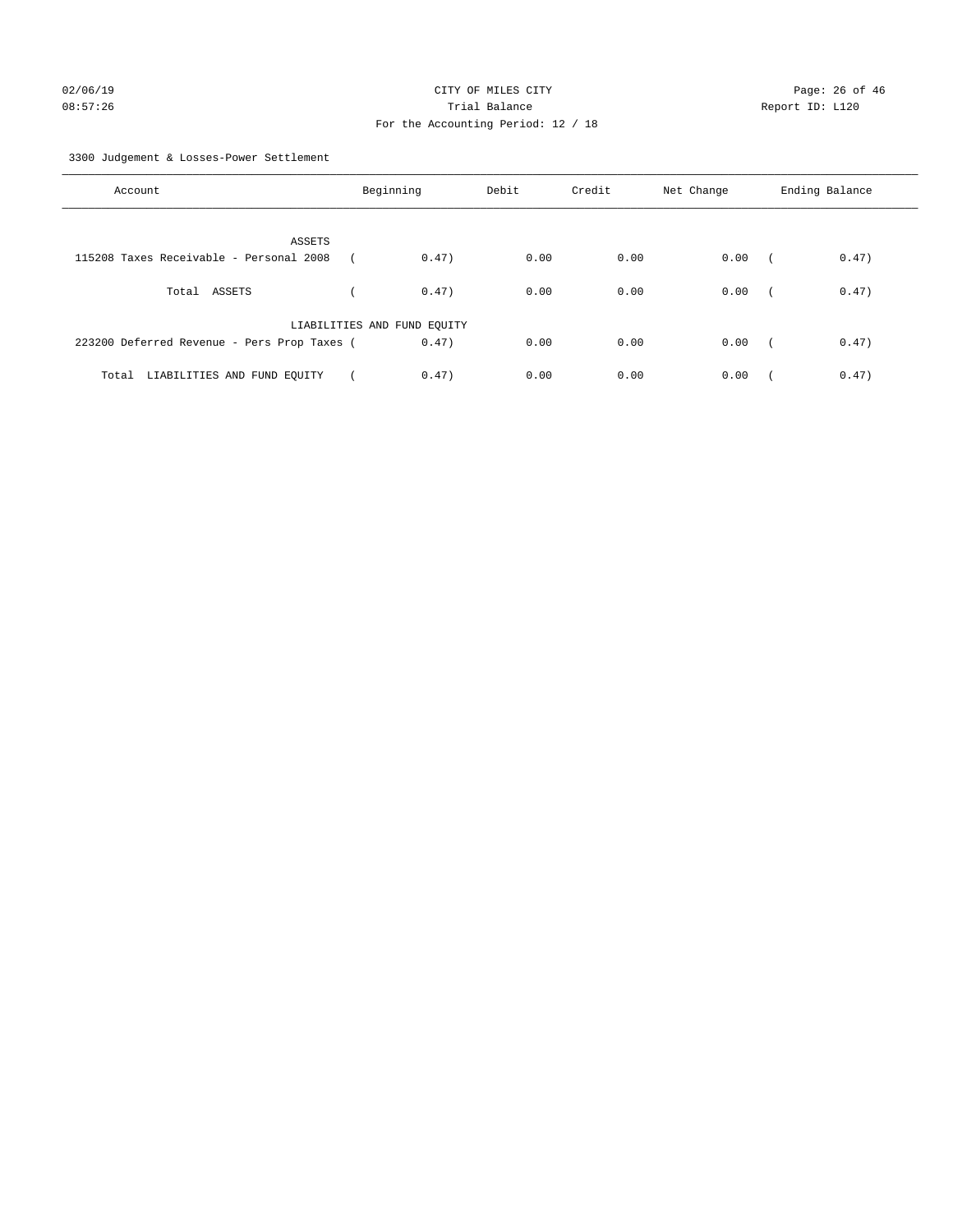CITY OF MILES CITY
Trial Balance
For the Accounting Period: 12 / 18

02/06/19
08:57:26

Report ID: L120

3300 Judgement & Losses-Power Settlement

| Account | Beginning | Debit | Credit | Net Change | Ending Balance |
|---|---|---|---|---|---|
| ASSETS | | | | | |
| 115208 Taxes Receivable - Personal 2008 | ( 0.47) | 0.00 | 0.00 | 0.00 | ( 0.47) |
| Total ASSETS | ( 0.47) | 0.00 | 0.00 | 0.00 | ( 0.47) |
| LIABILITIES AND FUND EQUITY | | | | | |
| 223200 Deferred Revenue - Pers Prop Taxes | ( 0.47) | 0.00 | 0.00 | 0.00 | ( 0.47) |
| Total LIABILITIES AND FUND EQUITY | ( 0.47) | 0.00 | 0.00 | 0.00 | ( 0.47) |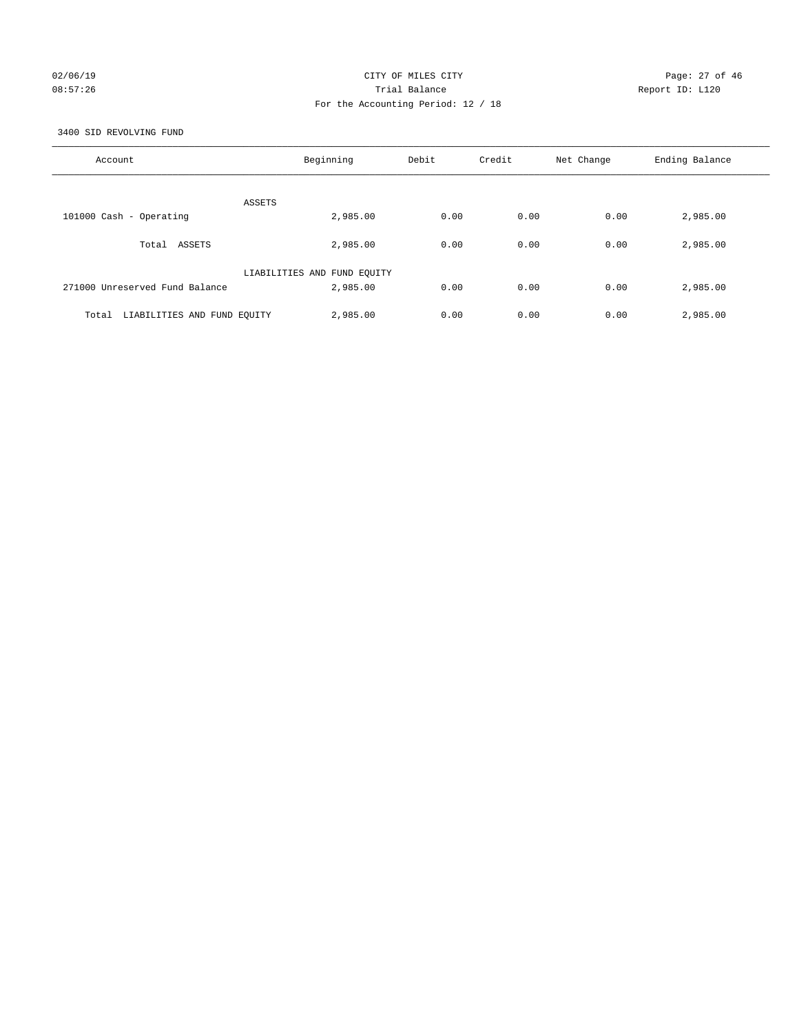CITY OF MILES CITY
Trial Balance
For the Accounting Period: 12 / 18

02/06/19
08:57:26

Page: 27 of 46
Report ID: L120

3400 SID REVOLVING FUND

| Account | Beginning | Debit | Credit | Net Change | Ending Balance |
|---|---|---|---|---|---|
| ASSETS | | | | | |
| 101000 Cash - Operating | 2,985.00 | 0.00 | 0.00 | 0.00 | 2,985.00 |
| Total ASSETS | 2,985.00 | 0.00 | 0.00 | 0.00 | 2,985.00 |
| LIABILITIES AND FUND EQUITY | | | | | |
| 271000 Unreserved Fund Balance | 2,985.00 | 0.00 | 0.00 | 0.00 | 2,985.00 |
| Total LIABILITIES AND FUND EQUITY | 2,985.00 | 0.00 | 0.00 | 0.00 | 2,985.00 |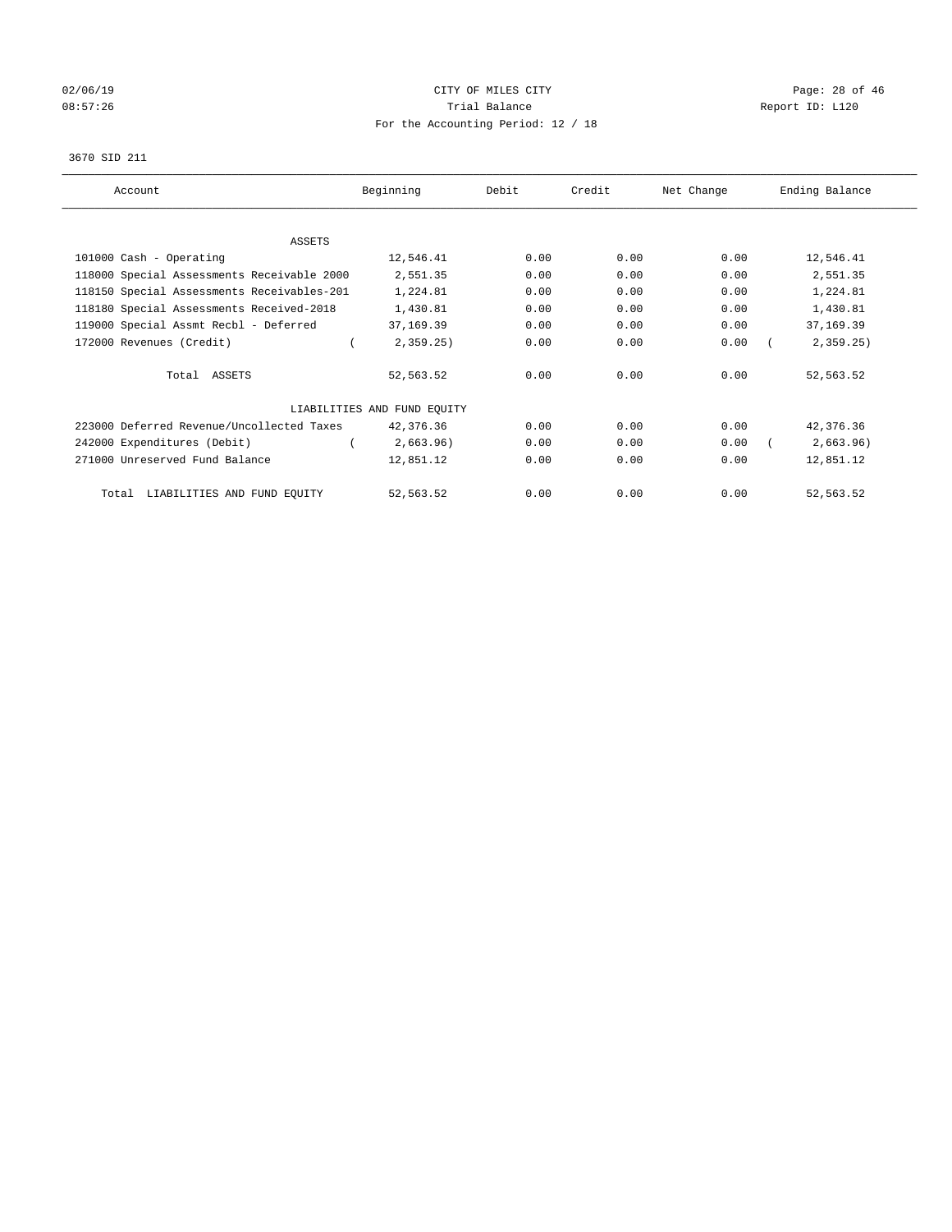02/06/19 CITY OF MILES CITY
08:57:26 Trial Balance Report ID: L120
For the Accounting Period: 12 / 18

3670 SID 211

| Account | Beginning | Debit | Credit | Net Change | Ending Balance |
|---|---|---|---|---|---|
| ASSETS | | | | | |
| 101000 Cash - Operating | 12,546.41 | 0.00 | 0.00 | 0.00 | 12,546.41 |
| 118000 Special Assessments Receivable 2000 | 2,551.35 | 0.00 | 0.00 | 0.00 | 2,551.35 |
| 118150 Special Assessments Receivables-201 | 1,224.81 | 0.00 | 0.00 | 0.00 | 1,224.81 |
| 118180 Special Assessments Received-2018 | 1,430.81 | 0.00 | 0.00 | 0.00 | 1,430.81 |
| 119000 Special Assmt Recbl - Deferred | 37,169.39 | 0.00 | 0.00 | 0.00 | 37,169.39 |
| 172000 Revenues (Credit) | ( 2,359.25) | 0.00 | 0.00 | 0.00 | ( 2,359.25) |
| Total ASSETS | 52,563.52 | 0.00 | 0.00 | 0.00 | 52,563.52 |
| LIABILITIES AND FUND EQUITY | | | | | |
| 223000 Deferred Revenue/Uncollected Taxes | 42,376.36 | 0.00 | 0.00 | 0.00 | 42,376.36 |
| 242000 Expenditures (Debit) | ( 2,663.96) | 0.00 | 0.00 | 0.00 | ( 2,663.96) |
| 271000 Unreserved Fund Balance | 12,851.12 | 0.00 | 0.00 | 0.00 | 12,851.12 |
| Total LIABILITIES AND FUND EQUITY | 52,563.52 | 0.00 | 0.00 | 0.00 | 52,563.52 |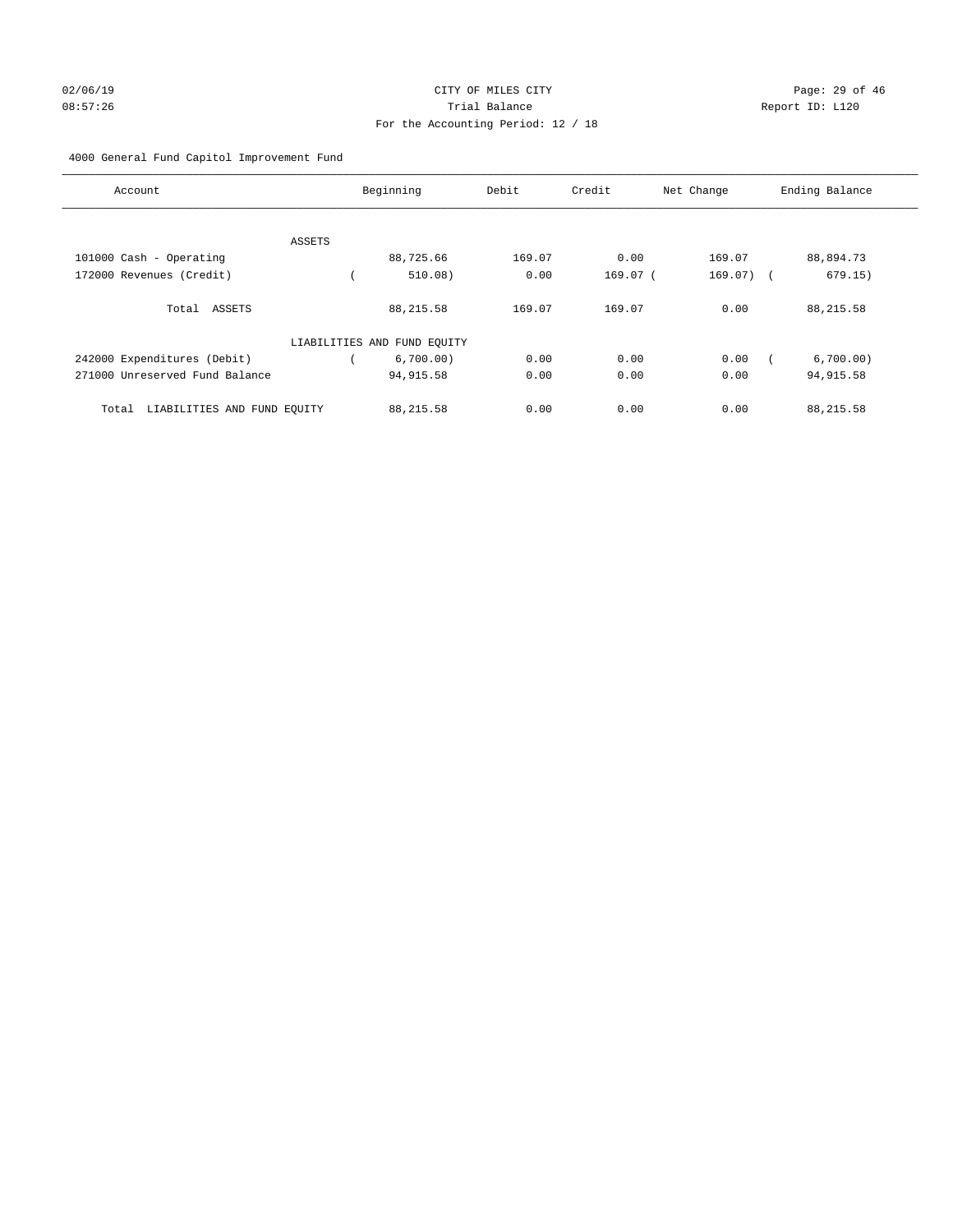CITY OF MILES CITY

Trial Balance

For the Accounting Period: 12 / 18

02/06/19 08:57:26 Report ID: L120

4000 General Fund Capitol Improvement Fund

| Account | Beginning | Debit | Credit | Net Change | Ending Balance |
|---|---|---|---|---|---|
| ASSETS | | | | | |
| 101000 Cash - Operating | 88,725.66 | 169.07 | 0.00 | 169.07 | 88,894.73 |
| 172000 Revenues (Credit) | ( 510.08) | 0.00 | 169.07 | ( 169.07) | ( 679.15) |
| Total ASSETS | 88,215.58 | 169.07 | 169.07 | 0.00 | 88,215.58 |
| LIABILITIES AND FUND EQUITY | | | | | |
| 242000 Expenditures (Debit) | ( 6,700.00) | 0.00 | 0.00 | 0.00 | ( 6,700.00) |
| 271000 Unreserved Fund Balance | 94,915.58 | 0.00 | 0.00 | 0.00 | 94,915.58 |
| Total LIABILITIES AND FUND EQUITY | 88,215.58 | 0.00 | 0.00 | 0.00 | 88,215.58 |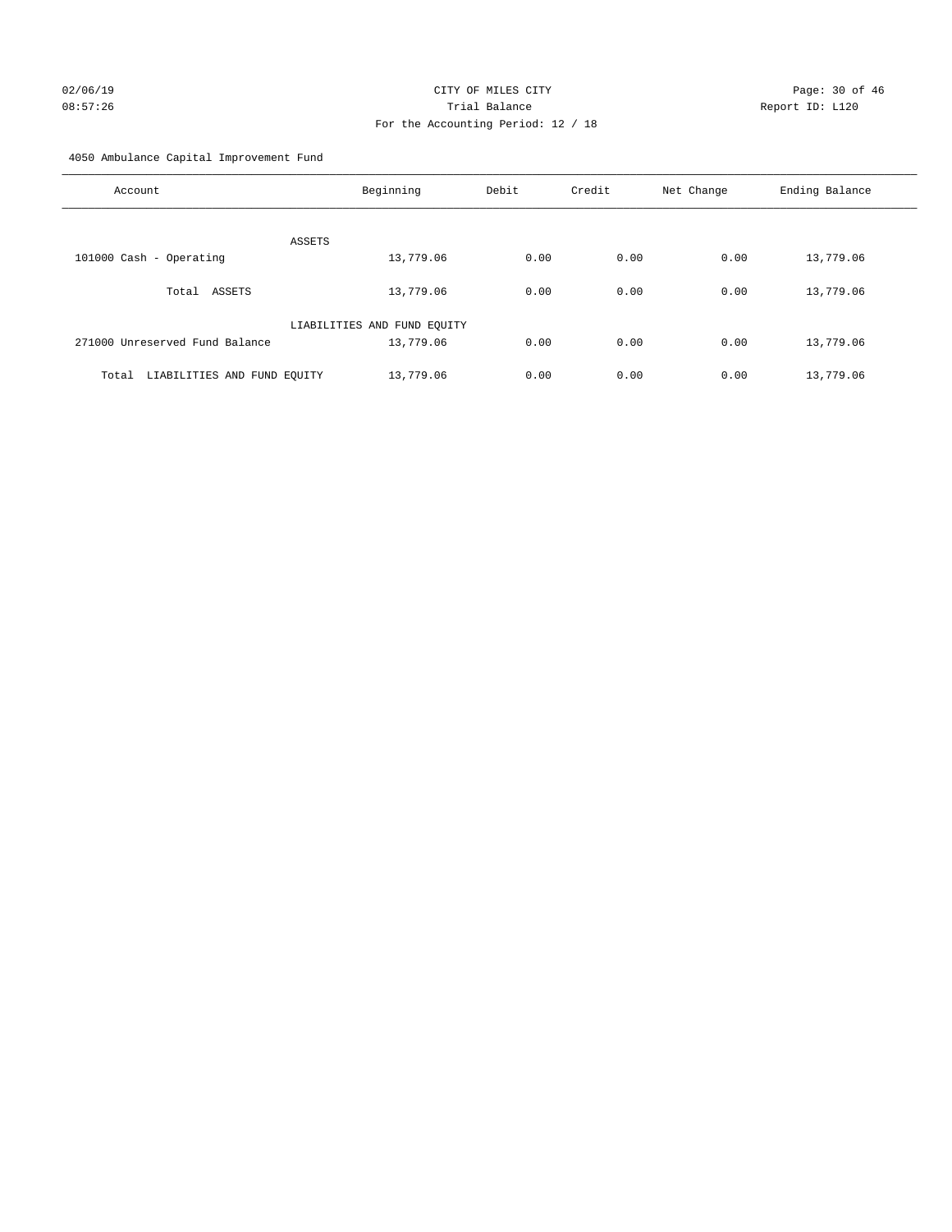CITY OF MILES CITY
Trial Balance
For the Accounting Period: 12 / 18

4050 Ambulance Capital Improvement Fund

| Account | Beginning | Debit | Credit | Net Change | Ending Balance |
|---|---|---|---|---|---|
| ASSETS | | | | | |
| 101000 Cash - Operating | 13,779.06 | 0.00 | 0.00 | 0.00 | 13,779.06 |
| Total ASSETS | 13,779.06 | 0.00 | 0.00 | 0.00 | 13,779.06 |
| LIABILITIES AND FUND EQUITY | | | | | |
| 271000 Unreserved Fund Balance | 13,779.06 | 0.00 | 0.00 | 0.00 | 13,779.06 |
| Total LIABILITIES AND FUND EQUITY | 13,779.06 | 0.00 | 0.00 | 0.00 | 13,779.06 |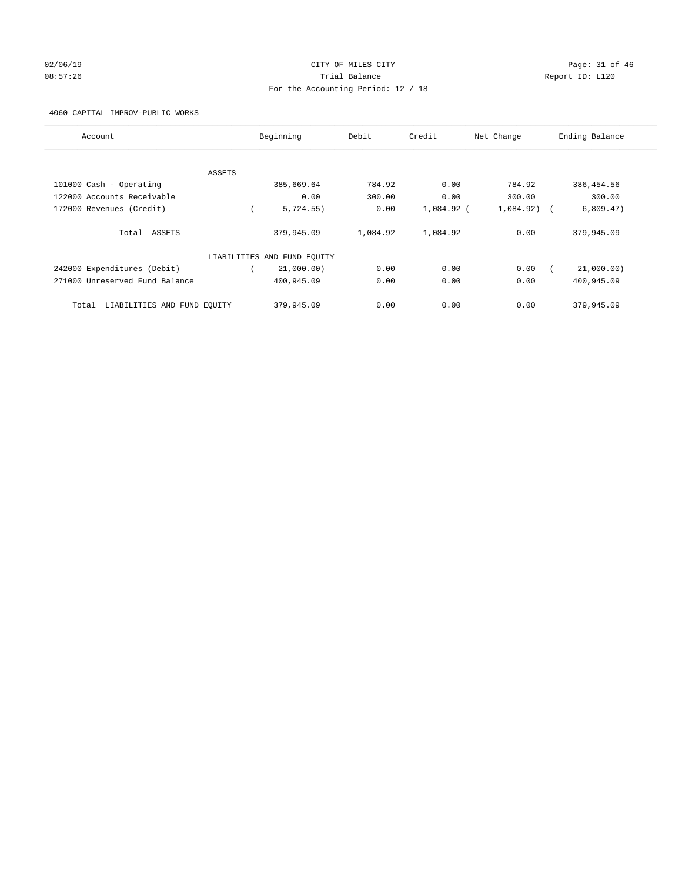CITY OF MILES CITY

Trial Balance

For the Accounting Period: 12 / 18

02/06/19 08:57:26 — Report ID: L120

4060 CAPITAL IMPROV-PUBLIC WORKS

| Account | Beginning | Debit | Credit | Net Change | Ending Balance |
|---|---|---|---|---|---|
| ASSETS | | | | | |
| 101000 Cash - Operating | 385,669.64 | 784.92 | 0.00 | 784.92 | 386,454.56 |
| 122000 Accounts Receivable | 0.00 | 300.00 | 0.00 | 300.00 | 300.00 |
| 172000 Revenues (Credit) | ( 5,724.55) | 0.00 | 1,084.92 | ( 1,084.92) | ( 6,809.47) |
| Total ASSETS | 379,945.09 | 1,084.92 | 1,084.92 | 0.00 | 379,945.09 |
| LIABILITIES AND FUND EQUITY | | | | | |
| 242000 Expenditures (Debit) | ( 21,000.00) | 0.00 | 0.00 | 0.00 | ( 21,000.00) |
| 271000 Unreserved Fund Balance | 400,945.09 | 0.00 | 0.00 | 0.00 | 400,945.09 |
| Total LIABILITIES AND FUND EQUITY | 379,945.09 | 0.00 | 0.00 | 0.00 | 379,945.09 |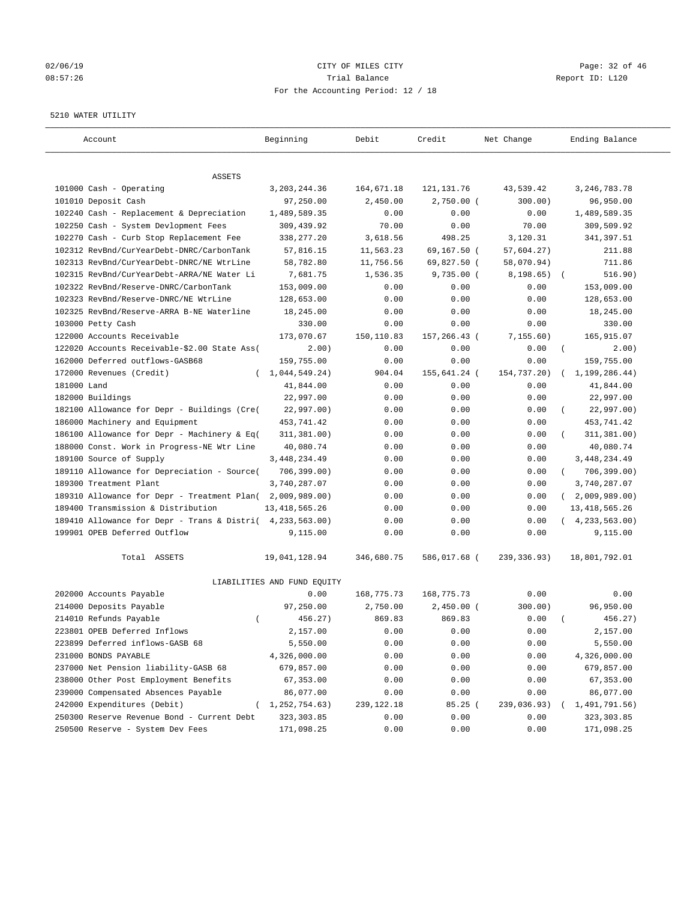02/06/19 CITY OF MILES CITY
08:57:26 Trial Balance Report ID: L120
For the Accounting Period: 12 / 18

5210 WATER UTILITY

| Account | Beginning | Debit | Credit | Net Change | Ending Balance |
|---|---|---|---|---|---|
| ASSETS | | | | | |
| 101000 Cash - Operating | 3,203,244.36 | 164,671.18 | 121,131.76 | 43,539.42 | 3,246,783.78 |
| 101010 Deposit Cash | 97,250.00 | 2,450.00 | 2,750.00 ( | 300.00) | 96,950.00 |
| 102240 Cash - Replacement & Depreciation | 1,489,589.35 | 0.00 | 0.00 | 0.00 | 1,489,589.35 |
| 102250 Cash - System Devlopment Fees | 309,439.92 | 70.00 | 0.00 | 70.00 | 309,509.92 |
| 102270 Cash - Curb Stop Replacement Fee | 338,277.20 | 3,618.56 | 498.25 | 3,120.31 | 341,397.51 |
| 102312 RevBnd/CurYearDebt-DNRC/CarbonTank | 57,816.15 | 11,563.23 | 69,167.50 ( | 57,604.27) | 211.88 |
| 102313 RevBnd/CurYearDebt-DNRC/NE WtrLine | 58,782.80 | 11,756.56 | 69,827.50 ( | 58,070.94) | 711.86 |
| 102315 RevBnd/CurYearDebt-ARRA/NE Water Li | 7,681.75 | 1,536.35 | 9,735.00 ( | 8,198.65) | ( 516.90) |
| 102322 RevBnd/Reserve-DNRC/CarbonTank | 153,009.00 | 0.00 | 0.00 | 0.00 | 153,009.00 |
| 102323 RevBnd/Reserve-DNRC/NE WtrLine | 128,653.00 | 0.00 | 0.00 | 0.00 | 128,653.00 |
| 102325 RevBnd/Reserve-ARRA B-NE Waterline | 18,245.00 | 0.00 | 0.00 | 0.00 | 18,245.00 |
| 103000 Petty Cash | 330.00 | 0.00 | 0.00 | 0.00 | 330.00 |
| 122000 Accounts Receivable | 173,070.67 | 150,110.83 | 157,266.43 ( | 7,155.60) | 165,915.07 |
| 122020 Accounts Receivable-$2.00 State Ass( | 2.00) | 0.00 | 0.00 | 0.00 | ( 2.00) |
| 162000 Deferred outflows-GASB68 | 159,755.00 | 0.00 | 0.00 | 0.00 | 159,755.00 |
| 172000 Revenues (Credit) | ( 1,044,549.24) | 904.04 | 155,641.24 ( | 154,737.20) | ( 1,199,286.44) |
| 181000 Land | 41,844.00 | 0.00 | 0.00 | 0.00 | 41,844.00 |
| 182000 Buildings | 22,997.00 | 0.00 | 0.00 | 0.00 | 22,997.00 |
| 182100 Allowance for Depr - Buildings (Cre( | 22,997.00) | 0.00 | 0.00 | 0.00 | ( 22,997.00) |
| 186000 Machinery and Equipment | 453,741.42 | 0.00 | 0.00 | 0.00 | 453,741.42 |
| 186100 Allowance for Depr - Machinery & Eq( | 311,381.00) | 0.00 | 0.00 | 0.00 | ( 311,381.00) |
| 188000 Const. Work in Progress-NE Wtr Line | 40,080.74 | 0.00 | 0.00 | 0.00 | 40,080.74 |
| 189100 Source of Supply | 3,448,234.49 | 0.00 | 0.00 | 0.00 | 3,448,234.49 |
| 189110 Allowance for Depreciation - Source( | 706,399.00) | 0.00 | 0.00 | 0.00 | ( 706,399.00) |
| 189300 Treatment Plant | 3,740,287.07 | 0.00 | 0.00 | 0.00 | 3,740,287.07 |
| 189310 Allowance for Depr - Treatment Plan( | 2,009,989.00) | 0.00 | 0.00 | 0.00 | ( 2,009,989.00) |
| 189400 Transmission & Distribution | 13,418,565.26 | 0.00 | 0.00 | 0.00 | 13,418,565.26 |
| 189410 Allowance for Depr - Trans & Distri( | 4,233,563.00) | 0.00 | 0.00 | 0.00 | ( 4,233,563.00) |
| 199901 OPEB Deferred Outflow | 9,115.00 | 0.00 | 0.00 | 0.00 | 9,115.00 |
| Total ASSETS | 19,041,128.94 | 346,680.75 | 586,017.68 ( | 239,336.93) | 18,801,792.01 |
| LIABILITIES AND FUND EQUITY | | | | | |
| 202000 Accounts Payable | 0.00 | 168,775.73 | 168,775.73 | 0.00 | 0.00 |
| 214000 Deposits Payable | 97,250.00 | 2,750.00 | 2,450.00 ( | 300.00) | 96,950.00 |
| 214010 Refunds Payable | ( 456.27) | 869.83 | 869.83 | 0.00 | ( 456.27) |
| 223801 OPEB Deferred Inflows | 2,157.00 | 0.00 | 0.00 | 0.00 | 2,157.00 |
| 223899 Deferred inflows-GASB 68 | 5,550.00 | 0.00 | 0.00 | 0.00 | 5,550.00 |
| 231000 BONDS PAYABLE | 4,326,000.00 | 0.00 | 0.00 | 0.00 | 4,326,000.00 |
| 237000 Net Pension liability-GASB 68 | 679,857.00 | 0.00 | 0.00 | 0.00 | 679,857.00 |
| 238000 Other Post Employment Benefits | 67,353.00 | 0.00 | 0.00 | 0.00 | 67,353.00 |
| 239000 Compensated Absences Payable | 86,077.00 | 0.00 | 0.00 | 0.00 | 86,077.00 |
| 242000 Expenditures (Debit) | ( 1,252,754.63) | 239,122.18 | 85.25 ( | 239,036.93) | ( 1,491,791.56) |
| 250300 Reserve Revenue Bond - Current Debt | 323,303.85 | 0.00 | 0.00 | 0.00 | 323,303.85 |
| 250500 Reserve - System Dev Fees | 171,098.25 | 0.00 | 0.00 | 0.00 | 171,098.25 |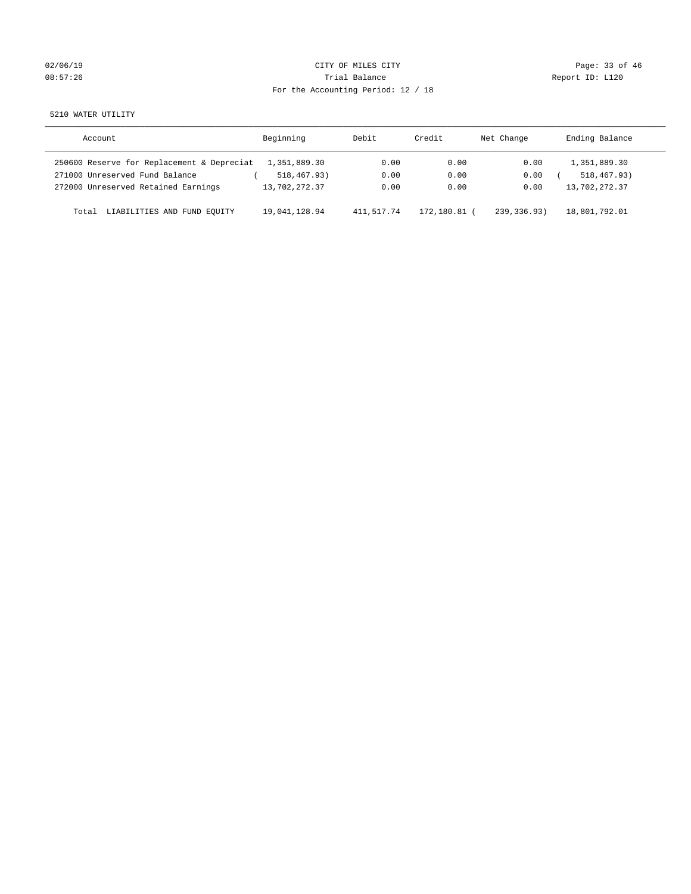CITY OF MILES CITY
Trial Balance
For the Accounting Period: 12 / 18

02/06/19
08:57:26

Report ID: L120

5210 WATER UTILITY

| Account | Beginning | Debit | Credit | Net Change | Ending Balance |
|---|---|---|---|---|---|
| 250600 Reserve for Replacement & Depreciat | 1,351,889.30 | 0.00 | 0.00 | 0.00 | 1,351,889.30 |
| 271000 Unreserved Fund Balance | ( 518,467.93) | 0.00 | 0.00 | 0.00 | ( 518,467.93) |
| 272000 Unreserved Retained Earnings | 13,702,272.37 | 0.00 | 0.00 | 0.00 | 13,702,272.37 |
| Total LIABILITIES AND FUND EQUITY | 19,041,128.94 | 411,517.74 | 172,180.81 | ( 239,336.93) | 18,801,792.01 |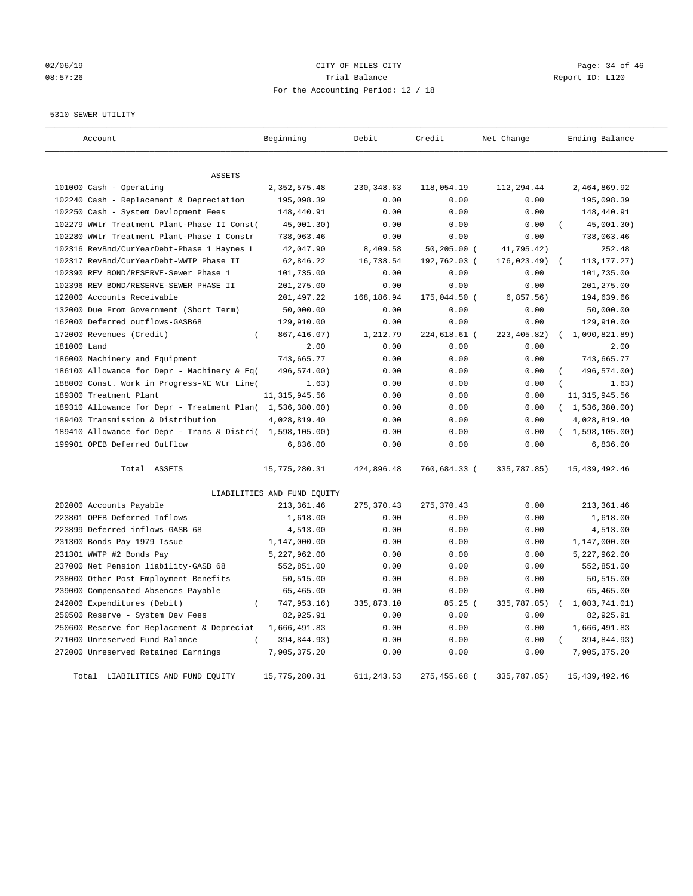02/06/19 CITY OF MILES CITY
08:57:26 Trial Balance Report ID: L120
For the Accounting Period: 12 / 18

5310 SEWER UTILITY

| Account | Beginning | Debit | Credit | Net Change | Ending Balance |
|---|---|---|---|---|---|
| ASSETS | | | | | |
| 101000 Cash - Operating | 2,352,575.48 | 230,348.63 | 118,054.19 | 112,294.44 | 2,464,869.92 |
| 102240 Cash - Replacement & Depreciation | 195,098.39 | 0.00 | 0.00 | 0.00 | 195,098.39 |
| 102250 Cash - System Devlopment Fees | 148,440.91 | 0.00 | 0.00 | 0.00 | 148,440.91 |
| 102279 WWtr Treatment Plant-Phase II Const( | 45,001.30) | 0.00 | 0.00 | 0.00 | ( 45,001.30) |
| 102280 WWtr Treatment Plant-Phase I Constr | 738,063.46 | 0.00 | 0.00 | 0.00 | 738,063.46 |
| 102316 RevBnd/CurYearDebt-Phase 1 Haynes L | 42,047.90 | 8,409.58 | 50,205.00 ( | 41,795.42) | 252.48 |
| 102317 RevBnd/CurYearDebt-WWTP Phase II | 62,846.22 | 16,738.54 | 192,762.03 ( | 176,023.49) | ( 113,177.27) |
| 102390 REV BOND/RESERVE-Sewer Phase 1 | 101,735.00 | 0.00 | 0.00 | 0.00 | 101,735.00 |
| 102396 REV BOND/RESERVE-SEWER PHASE II | 201,275.00 | 0.00 | 0.00 | 0.00 | 201,275.00 |
| 122000 Accounts Receivable | 201,497.22 | 168,186.94 | 175,044.50 ( | 6,857.56) | 194,639.66 |
| 132000 Due From Government (Short Term) | 50,000.00 | 0.00 | 0.00 | 0.00 | 50,000.00 |
| 162000 Deferred outflows-GASB68 | 129,910.00 | 0.00 | 0.00 | 0.00 | 129,910.00 |
| 172000 Revenues (Credit) | ( 867,416.07) | 1,212.79 | 224,618.61 ( | 223,405.82) | ( 1,090,821.89) |
| 181000 Land | 2.00 | 0.00 | 0.00 | 0.00 | 2.00 |
| 186000 Machinery and Equipment | 743,665.77 | 0.00 | 0.00 | 0.00 | 743,665.77 |
| 186100 Allowance for Depr - Machinery & Eq( | 496,574.00) | 0.00 | 0.00 | 0.00 | ( 496,574.00) |
| 188000 Const. Work in Progress-NE Wtr Line( | 1.63) | 0.00 | 0.00 | 0.00 | ( 1.63) |
| 189300 Treatment Plant | 11,315,945.56 | 0.00 | 0.00 | 0.00 | 11,315,945.56 |
| 189310 Allowance for Depr - Treatment Plan( | 1,536,380.00) | 0.00 | 0.00 | 0.00 | ( 1,536,380.00) |
| 189400 Transmission & Distribution | 4,028,819.40 | 0.00 | 0.00 | 0.00 | 4,028,819.40 |
| 189410 Allowance for Depr - Trans & Distri( | 1,598,105.00) | 0.00 | 0.00 | 0.00 | ( 1,598,105.00) |
| 199901 OPEB Deferred Outflow | 6,836.00 | 0.00 | 0.00 | 0.00 | 6,836.00 |
| Total ASSETS | 15,775,280.31 | 424,896.48 | 760,684.33 ( | 335,787.85) | 15,439,492.46 |
| LIABILITIES AND FUND EQUITY | | | | | |
| 202000 Accounts Payable | 213,361.46 | 275,370.43 | 275,370.43 | 0.00 | 213,361.46 |
| 223801 OPEB Deferred Inflows | 1,618.00 | 0.00 | 0.00 | 0.00 | 1,618.00 |
| 223899 Deferred inflows-GASB 68 | 4,513.00 | 0.00 | 0.00 | 0.00 | 4,513.00 |
| 231300 Bonds Pay 1979 Issue | 1,147,000.00 | 0.00 | 0.00 | 0.00 | 1,147,000.00 |
| 231301 WWTP #2 Bonds Pay | 5,227,962.00 | 0.00 | 0.00 | 0.00 | 5,227,962.00 |
| 237000 Net Pension liability-GASB 68 | 552,851.00 | 0.00 | 0.00 | 0.00 | 552,851.00 |
| 238000 Other Post Employment Benefits | 50,515.00 | 0.00 | 0.00 | 0.00 | 50,515.00 |
| 239000 Compensated Absences Payable | 65,465.00 | 0.00 | 0.00 | 0.00 | 65,465.00 |
| 242000 Expenditures (Debit) | ( 747,953.16) | 335,873.10 | 85.25 ( | 335,787.85) | ( 1,083,741.01) |
| 250500 Reserve - System Dev Fees | 82,925.91 | 0.00 | 0.00 | 0.00 | 82,925.91 |
| 250600 Reserve for Replacement & Depreciat | 1,666,491.83 | 0.00 | 0.00 | 0.00 | 1,666,491.83 |
| 271000 Unreserved Fund Balance | ( 394,844.93) | 0.00 | 0.00 | 0.00 | ( 394,844.93) |
| 272000 Unreserved Retained Earnings | 7,905,375.20 | 0.00 | 0.00 | 0.00 | 7,905,375.20 |
| Total LIABILITIES AND FUND EQUITY | 15,775,280.31 | 611,243.53 | 275,455.68 ( | 335,787.85) | 15,439,492.46 |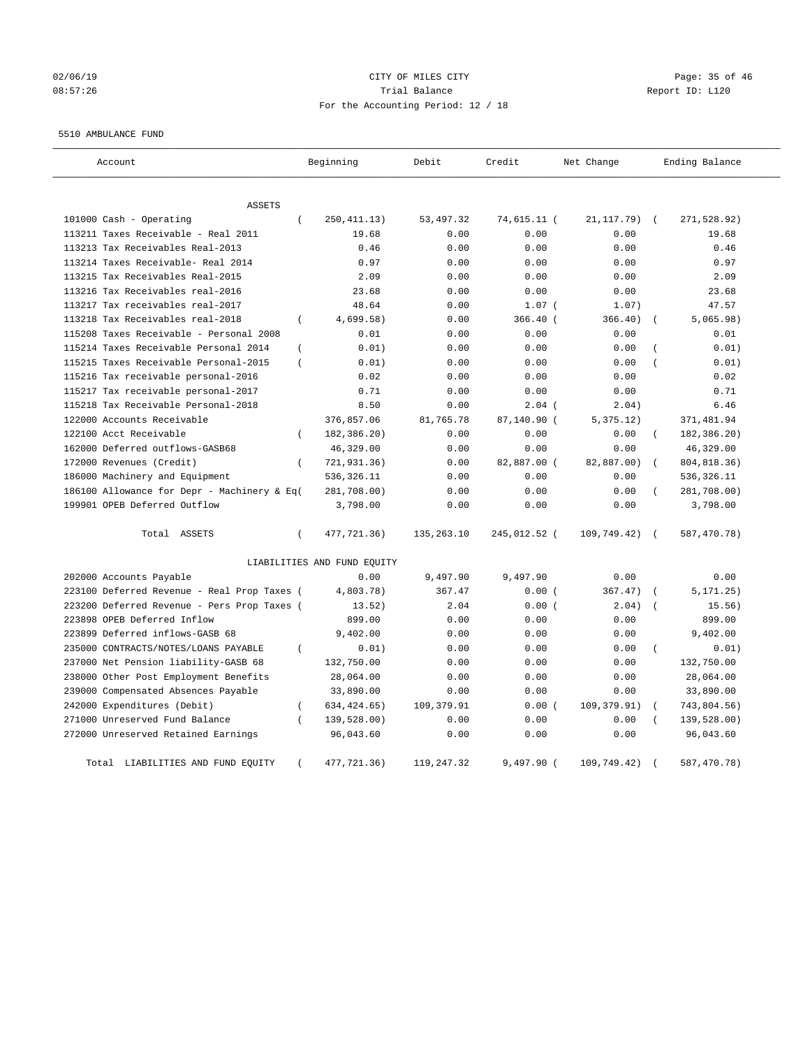02/06/19 CITY OF MILES CITY
08:57:26 Trial Balance Report ID: L120
For the Accounting Period: 12 / 18

5510 AMBULANCE FUND

| Account | Beginning | Debit | Credit | Net Change | Ending Balance |
|---|---|---|---|---|---|
| ASSETS | | | | | |
| 101000 Cash - Operating | ( 250,411.13) | 53,497.32 | 74,615.11 | ( 21,117.79) | ( 271,528.92) |
| 113211 Taxes Receivable - Real 2011 | 19.68 | 0.00 | 0.00 | 0.00 | 19.68 |
| 113213 Tax Receivables Real-2013 | 0.46 | 0.00 | 0.00 | 0.00 | 0.46 |
| 113214 Taxes Receivable- Real 2014 | 0.97 | 0.00 | 0.00 | 0.00 | 0.97 |
| 113215 Tax Receivables Real-2015 | 2.09 | 0.00 | 0.00 | 0.00 | 2.09 |
| 113216 Tax Receivables real-2016 | 23.68 | 0.00 | 0.00 | 0.00 | 23.68 |
| 113217 Tax receivables real-2017 | 48.64 | 0.00 | 1.07 | ( 1.07) | 47.57 |
| 113218 Tax Receivables real-2018 | ( 4,699.58) | 0.00 | 366.40 | ( 366.40) | ( 5,065.98) |
| 115208 Taxes Receivable - Personal 2008 | 0.01 | 0.00 | 0.00 | 0.00 | 0.01 |
| 115214 Taxes Receivable Personal 2014 | ( 0.01) | 0.00 | 0.00 | 0.00 | ( 0.01) |
| 115215 Taxes Receivable Personal-2015 | ( 0.01) | 0.00 | 0.00 | 0.00 | ( 0.01) |
| 115216 Tax receivable personal-2016 | 0.02 | 0.00 | 0.00 | 0.00 | 0.02 |
| 115217 Tax receivable personal-2017 | 0.71 | 0.00 | 0.00 | 0.00 | 0.71 |
| 115218 Tax Receivable Personal-2018 | 8.50 | 0.00 | 2.04 | ( 2.04) | 6.46 |
| 122000 Accounts Receivable | 376,857.06 | 81,765.78 | 87,140.90 | ( 5,375.12) | 371,481.94 |
| 122100 Acct Receivable | ( 182,386.20) | 0.00 | 0.00 | 0.00 | ( 182,386.20) |
| 162000 Deferred outflows-GASB68 | 46,329.00 | 0.00 | 0.00 | 0.00 | 46,329.00 |
| 172000 Revenues (Credit) | ( 721,931.36) | 0.00 | 82,887.00 | ( 82,887.00) | ( 804,818.36) |
| 186000 Machinery and Equipment | 536,326.11 | 0.00 | 0.00 | 0.00 | 536,326.11 |
| 186100 Allowance for Depr - Machinery & Eq( | 281,708.00) | 0.00 | 0.00 | 0.00 | ( 281,708.00) |
| 199901 OPEB Deferred Outflow | 3,798.00 | 0.00 | 0.00 | 0.00 | 3,798.00 |
| Total ASSETS | ( 477,721.36) | 135,263.10 | 245,012.52 | ( 109,749.42) | ( 587,470.78) |
| LIABILITIES AND FUND EQUITY | | | | | |
| 202000 Accounts Payable | 0.00 | 9,497.90 | 9,497.90 | 0.00 | 0.00 |
| 223100 Deferred Revenue - Real Prop Taxes ( | 4,803.78) | 367.47 | 0.00 | ( 367.47) | ( 5,171.25) |
| 223200 Deferred Revenue - Pers Prop Taxes ( | 13.52) | 2.04 | 0.00 | ( 2.04) | ( 15.56) |
| 223898 OPEB Deferred Inflow | 899.00 | 0.00 | 0.00 | 0.00 | 899.00 |
| 223899 Deferred inflows-GASB 68 | 9,402.00 | 0.00 | 0.00 | 0.00 | 9,402.00 |
| 235000 CONTRACTS/NOTES/LOANS PAYABLE | ( 0.01) | 0.00 | 0.00 | 0.00 | ( 0.01) |
| 237000 Net Pension liability-GASB 68 | 132,750.00 | 0.00 | 0.00 | 0.00 | 132,750.00 |
| 238000 Other Post Employment Benefits | 28,064.00 | 0.00 | 0.00 | 0.00 | 28,064.00 |
| 239000 Compensated Absences Payable | 33,890.00 | 0.00 | 0.00 | 0.00 | 33,890.00 |
| 242000 Expenditures (Debit) | ( 634,424.65) | 109,379.91 | 0.00 | ( 109,379.91) | ( 743,804.56) |
| 271000 Unreserved Fund Balance | ( 139,528.00) | 0.00 | 0.00 | 0.00 | ( 139,528.00) |
| 272000 Unreserved Retained Earnings | 96,043.60 | 0.00 | 0.00 | 0.00 | 96,043.60 |
| Total LIABILITIES AND FUND EQUITY | ( 477,721.36) | 119,247.32 | 9,497.90 | ( 109,749.42) | ( 587,470.78) |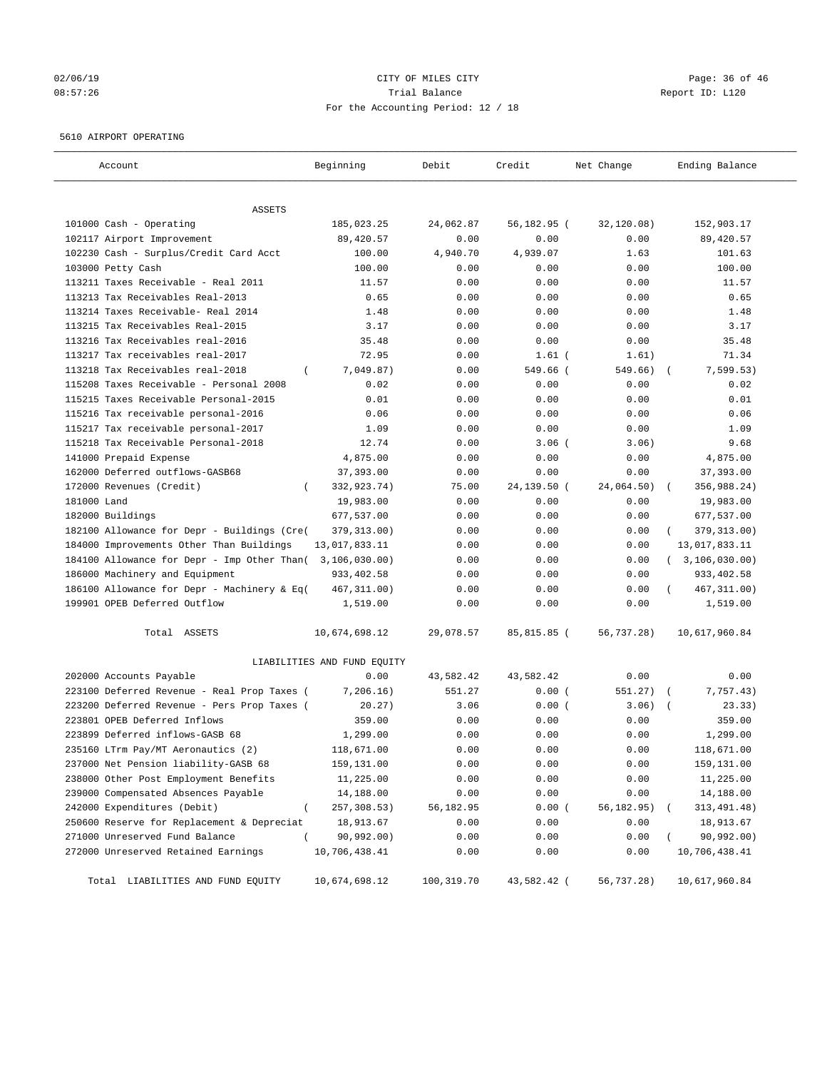02/06/19 CITY OF MILES CITY
08:57:26 Trial Balance Report ID: L120
For the Accounting Period: 12 / 18

5610 AIRPORT OPERATING

| Account | Beginning | Debit | Credit | Net Change | Ending Balance |
|---|---|---|---|---|---|
| ASSETS | | | | | |
| 101000 Cash - Operating | 185,023.25 | 24,062.87 | 56,182.95 | ( 32,120.08) | 152,903.17 |
| 102117 Airport Improvement | 89,420.57 | 0.00 | 0.00 | 0.00 | 89,420.57 |
| 102230 Cash - Surplus/Credit Card Acct | 100.00 | 4,940.70 | 4,939.07 | 1.63 | 101.63 |
| 103000 Petty Cash | 100.00 | 0.00 | 0.00 | 0.00 | 100.00 |
| 113211 Taxes Receivable - Real 2011 | 11.57 | 0.00 | 0.00 | 0.00 | 11.57 |
| 113213 Tax Receivables Real-2013 | 0.65 | 0.00 | 0.00 | 0.00 | 0.65 |
| 113214 Taxes Receivable- Real 2014 | 1.48 | 0.00 | 0.00 | 0.00 | 1.48 |
| 113215 Tax Receivables Real-2015 | 3.17 | 0.00 | 0.00 | 0.00 | 3.17 |
| 113216 Tax Receivables real-2016 | 35.48 | 0.00 | 0.00 | 0.00 | 35.48 |
| 113217 Tax receivables real-2017 | 72.95 | 0.00 | 1.61 | ( 1.61) | 71.34 |
| 113218 Tax Receivables real-2018 | ( 7,049.87) | 0.00 | 549.66 | ( 549.66) | ( 7,599.53) |
| 115208 Taxes Receivable - Personal 2008 | 0.02 | 0.00 | 0.00 | 0.00 | 0.02 |
| 115215 Taxes Receivable Personal-2015 | 0.01 | 0.00 | 0.00 | 0.00 | 0.01 |
| 115216 Tax receivable personal-2016 | 0.06 | 0.00 | 0.00 | 0.00 | 0.06 |
| 115217 Tax receivable personal-2017 | 1.09 | 0.00 | 0.00 | 0.00 | 1.09 |
| 115218 Tax Receivable Personal-2018 | 12.74 | 0.00 | 3.06 | ( 3.06) | 9.68 |
| 141000 Prepaid Expense | 4,875.00 | 0.00 | 0.00 | 0.00 | 4,875.00 |
| 162000 Deferred outflows-GASB68 | 37,393.00 | 0.00 | 0.00 | 0.00 | 37,393.00 |
| 172000 Revenues (Credit) | ( 332,923.74) | 75.00 | 24,139.50 | ( 24,064.50) | ( 356,988.24) |
| 181000 Land | 19,983.00 | 0.00 | 0.00 | 0.00 | 19,983.00 |
| 182000 Buildings | 677,537.00 | 0.00 | 0.00 | 0.00 | 677,537.00 |
| 182100 Allowance for Depr - Buildings (Cre( | 379,313.00) | 0.00 | 0.00 | 0.00 | ( 379,313.00) |
| 184000 Improvements Other Than Buildings | 13,017,833.11 | 0.00 | 0.00 | 0.00 | 13,017,833.11 |
| 184100 Allowance for Depr - Imp Other Than( | 3,106,030.00) | 0.00 | 0.00 | 0.00 | ( 3,106,030.00) |
| 186000 Machinery and Equipment | 933,402.58 | 0.00 | 0.00 | 0.00 | 933,402.58 |
| 186100 Allowance for Depr - Machinery & Eq( | 467,311.00) | 0.00 | 0.00 | 0.00 | ( 467,311.00) |
| 199901 OPEB Deferred Outflow | 1,519.00 | 0.00 | 0.00 | 0.00 | 1,519.00 |
| Total ASSETS | 10,674,698.12 | 29,078.57 | 85,815.85 | ( 56,737.28) | 10,617,960.84 |
| LIABILITIES AND FUND EQUITY | | | | | |
| 202000 Accounts Payable | 0.00 | 43,582.42 | 43,582.42 | 0.00 | 0.00 |
| 223100 Deferred Revenue - Real Prop Taxes ( | 7,206.16) | 551.27 | 0.00 | ( 551.27) | ( 7,757.43) |
| 223200 Deferred Revenue - Pers Prop Taxes ( | 20.27) | 3.06 | 0.00 | ( 3.06) | ( 23.33) |
| 223801 OPEB Deferred Inflows | 359.00 | 0.00 | 0.00 | 0.00 | 359.00 |
| 223899 Deferred inflows-GASB 68 | 1,299.00 | 0.00 | 0.00 | 0.00 | 1,299.00 |
| 235160 LTrm Pay/MT Aeronautics (2) | 118,671.00 | 0.00 | 0.00 | 0.00 | 118,671.00 |
| 237000 Net Pension liability-GASB 68 | 159,131.00 | 0.00 | 0.00 | 0.00 | 159,131.00 |
| 238000 Other Post Employment Benefits | 11,225.00 | 0.00 | 0.00 | 0.00 | 11,225.00 |
| 239000 Compensated Absences Payable | 14,188.00 | 0.00 | 0.00 | 0.00 | 14,188.00 |
| 242000 Expenditures (Debit) | ( 257,308.53) | 56,182.95 | 0.00 | ( 56,182.95) | ( 313,491.48) |
| 250600 Reserve for Replacement & Depreciat | 18,913.67 | 0.00 | 0.00 | 0.00 | 18,913.67 |
| 271000 Unreserved Fund Balance | ( 90,992.00) | 0.00 | 0.00 | 0.00 | ( 90,992.00) |
| 272000 Unreserved Retained Earnings | 10,706,438.41 | 0.00 | 0.00 | 0.00 | 10,706,438.41 |
| Total LIABILITIES AND FUND EQUITY | 10,674,698.12 | 100,319.70 | 43,582.42 | ( 56,737.28) | 10,617,960.84 |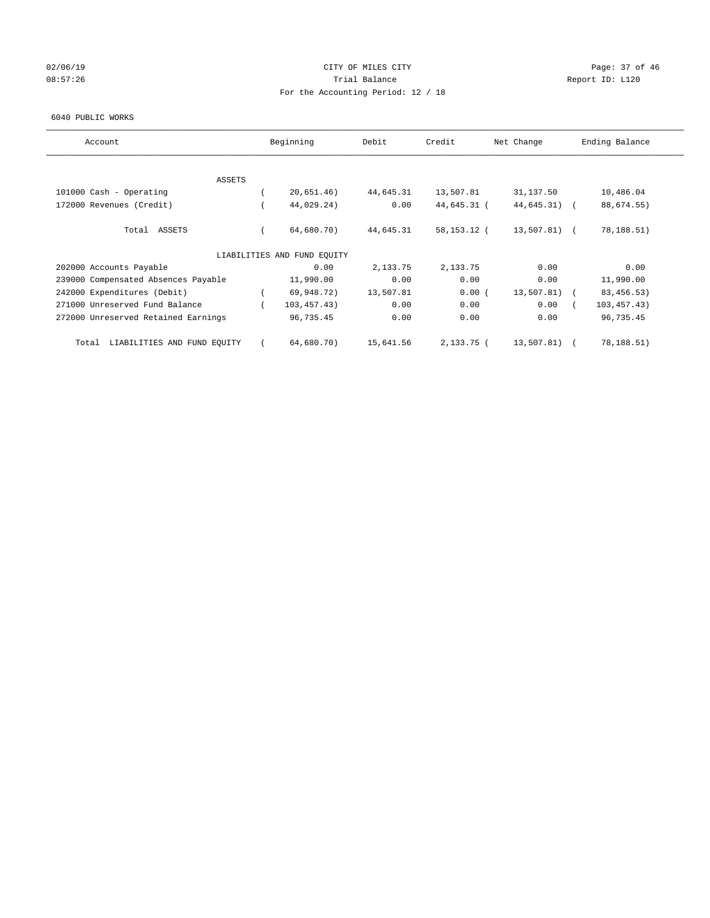CITY OF MILES CITY

Trial Balance

For the Accounting Period: 12 / 18

02/06/19
08:57:26

Report ID: L120

6040 PUBLIC WORKS

| Account | Beginning | Debit | Credit | Net Change | Ending Balance |
|---|---|---|---|---|---|
| ASSETS | | | | | |
| 101000 Cash - Operating | ( 20,651.46) | 44,645.31 | 13,507.81 | 31,137.50 | 10,486.04 |
| 172000 Revenues (Credit) | ( 44,029.24) | 0.00 | 44,645.31 | ( 44,645.31) | ( 88,674.55) |
| Total ASSETS | ( 64,680.70) | 44,645.31 | 58,153.12 | ( 13,507.81) | ( 78,188.51) |
| LIABILITIES AND FUND EQUITY | | | | | |
| 202000 Accounts Payable | 0.00 | 2,133.75 | 2,133.75 | 0.00 | 0.00 |
| 239000 Compensated Absences Payable | 11,990.00 | 0.00 | 0.00 | 0.00 | 11,990.00 |
| 242000 Expenditures (Debit) | ( 69,948.72) | 13,507.81 | 0.00 | ( 13,507.81) | ( 83,456.53) |
| 271000 Unreserved Fund Balance | ( 103,457.43) | 0.00 | 0.00 | 0.00 | ( 103,457.43) |
| 272000 Unreserved Retained Earnings | 96,735.45 | 0.00 | 0.00 | 0.00 | 96,735.45 |
| Total LIABILITIES AND FUND EQUITY | ( 64,680.70) | 15,641.56 | 2,133.75 | ( 13,507.81) | ( 78,188.51) |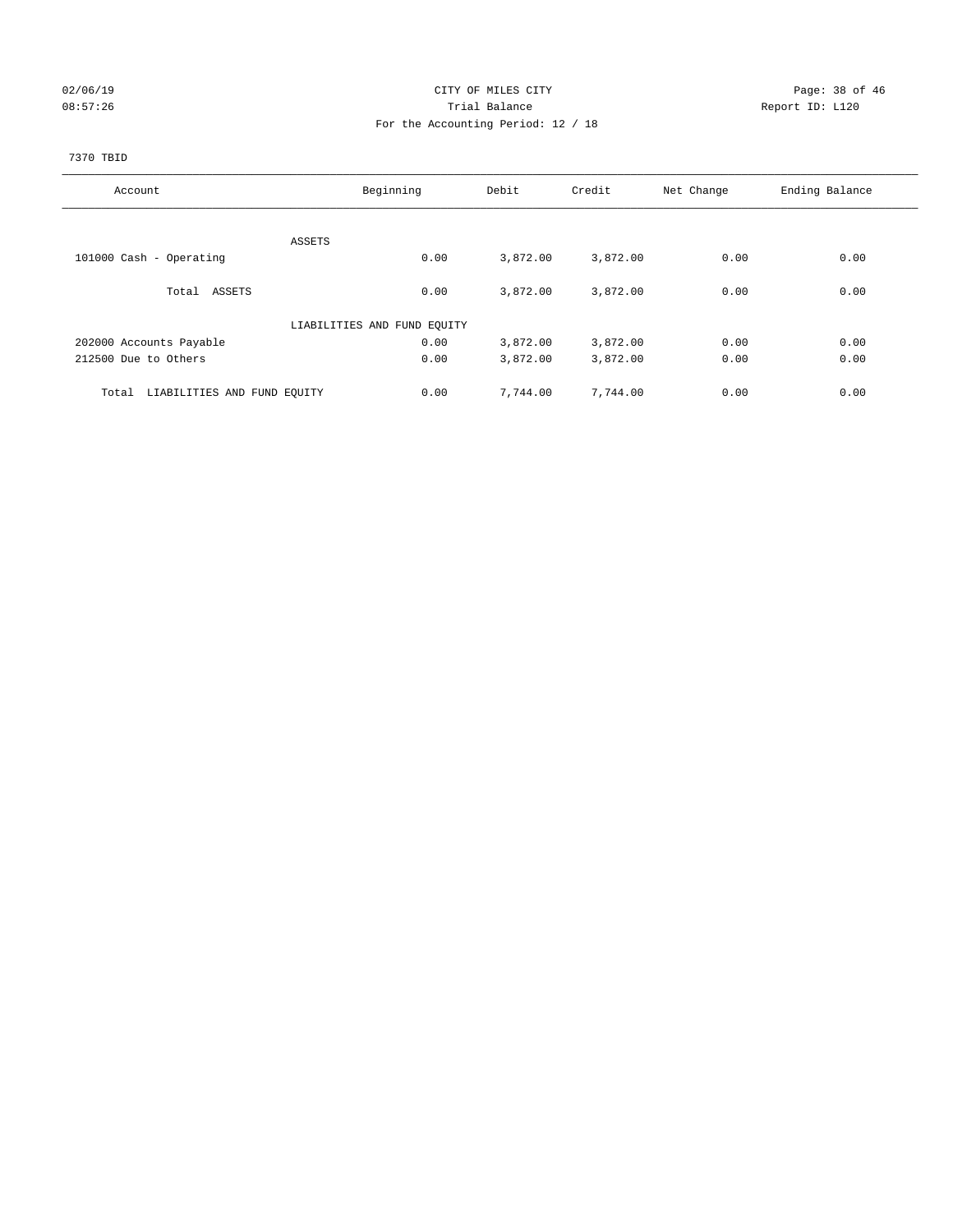CITY OF MILES CITY

Trial Balance

For the Accounting Period: 12 / 18

02/06/19 08:57:26 Report ID: L120

7370 TBID

| Account | Beginning | Debit | Credit | Net Change | Ending Balance |
|---|---|---|---|---|---|
| ASSETS | | | | | |
| 101000 Cash - Operating | 0.00 | 3,872.00 | 3,872.00 | 0.00 | 0.00 |
| Total ASSETS | 0.00 | 3,872.00 | 3,872.00 | 0.00 | 0.00 |
| LIABILITIES AND FUND EQUITY | | | | | |
| 202000 Accounts Payable | 0.00 | 3,872.00 | 3,872.00 | 0.00 | 0.00 |
| 212500 Due to Others | 0.00 | 3,872.00 | 3,872.00 | 0.00 | 0.00 |
| Total LIABILITIES AND FUND EQUITY | 0.00 | 7,744.00 | 7,744.00 | 0.00 | 0.00 |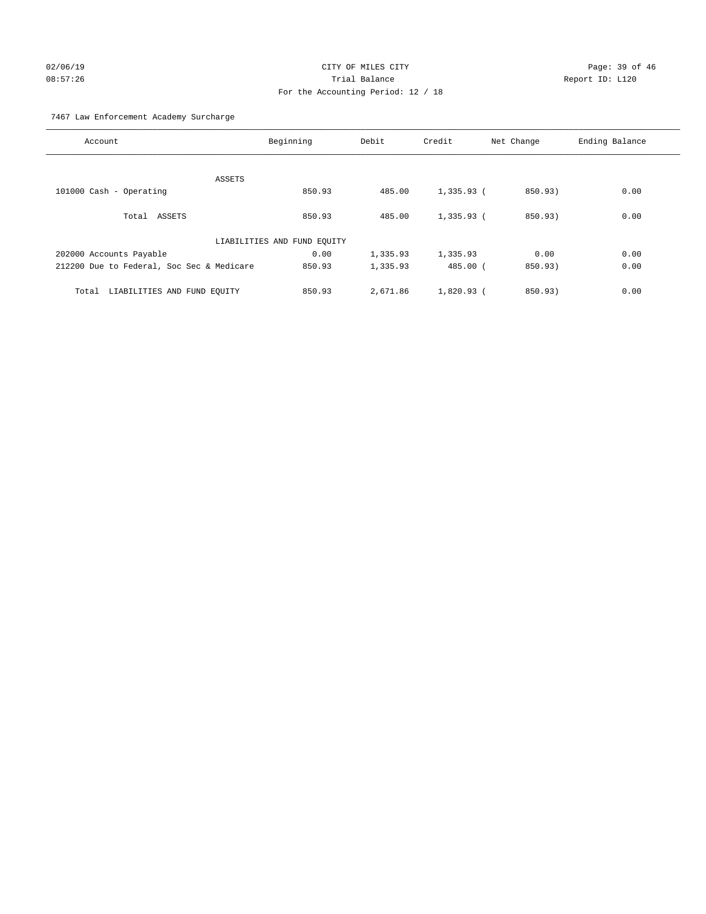CITY OF MILES CITY
Trial Balance
For the Accounting Period: 12 / 18

02/06/19
08:57:26

Report ID: L120

7467 Law Enforcement Academy Surcharge

| Account | Beginning | Debit | Credit | Net Change | Ending Balance |
|---|---|---|---|---|---|
| ASSETS | | | | | |
| 101000 Cash - Operating | 850.93 | 485.00 | 1,335.93 | ( 850.93) | 0.00 |
| Total ASSETS | 850.93 | 485.00 | 1,335.93 | ( 850.93) | 0.00 |
| LIABILITIES AND FUND EQUITY | | | | | |
| 202000 Accounts Payable | 0.00 | 1,335.93 | 1,335.93 | 0.00 | 0.00 |
| 212200 Due to Federal, Soc Sec & Medicare | 850.93 | 1,335.93 | 485.00 | ( 850.93) | 0.00 |
| Total LIABILITIES AND FUND EQUITY | 850.93 | 2,671.86 | 1,820.93 | ( 850.93) | 0.00 |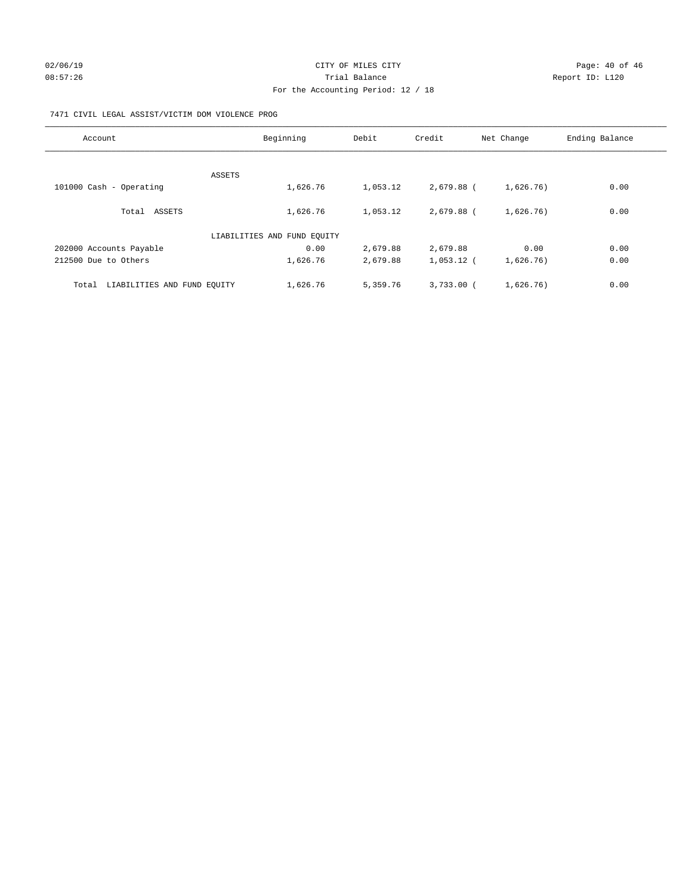CITY OF MILES CITY

Trial Balance

For the Accounting Period: 12 / 18

02/06/19 08:57:26 Report ID: L120

7471 CIVIL LEGAL ASSIST/VICTIM DOM VIOLENCE PROG

| Account | Beginning | Debit | Credit | Net Change | Ending Balance |
|---|---|---|---|---|---|
| ASSETS | | | | | |
| 101000 Cash - Operating | 1,626.76 | 1,053.12 | 2,679.88 | (1,626.76) | 0.00 |
| Total ASSETS | 1,626.76 | 1,053.12 | 2,679.88 | (1,626.76) | 0.00 |
| LIABILITIES AND FUND EQUITY | | | | | |
| 202000 Accounts Payable | 0.00 | 2,679.88 | 2,679.88 | 0.00 | 0.00 |
| 212500 Due to Others | 1,626.76 | 2,679.88 | 1,053.12 | (1,626.76) | 0.00 |
| Total LIABILITIES AND FUND EQUITY | 1,626.76 | 5,359.76 | 3,733.00 | (1,626.76) | 0.00 |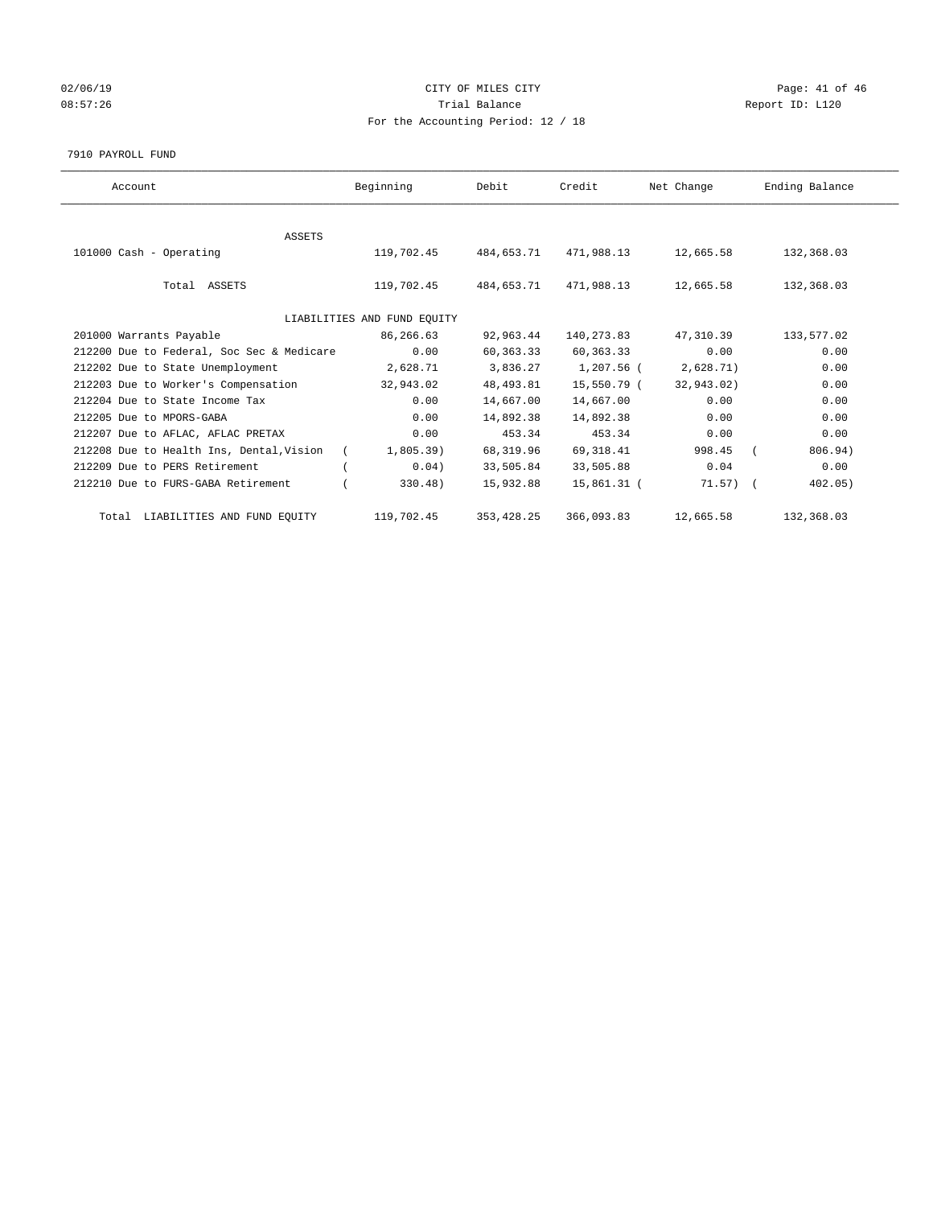CITY OF MILES CITY
Trial Balance
For the Accounting Period: 12 / 18

Report ID: L120

02/06/19
08:57:26

7910 PAYROLL FUND

| Account | Beginning | Debit | Credit | Net Change | Ending Balance |
|---|---|---|---|---|---|
| **ASSETS** | | | | | |
| 101000 Cash - Operating | 119,702.45 | 484,653.71 | 471,988.13 | 12,665.58 | 132,368.03 |
| Total ASSETS | 119,702.45 | 484,653.71 | 471,988.13 | 12,665.58 | 132,368.03 |
| **LIABILITIES AND FUND EQUITY** | | | | | |
| 201000 Warrants Payable | 86,266.63 | 92,963.44 | 140,273.83 | 47,310.39 | 133,577.02 |
| 212200 Due to Federal, Soc Sec & Medicare | 0.00 | 60,363.33 | 60,363.33 | 0.00 | 0.00 |
| 212202 Due to State Unemployment | 2,628.71 | 3,836.27 | 1,207.56 | ( 2,628.71) | 0.00 |
| 212203 Due to Worker's Compensation | 32,943.02 | 48,493.81 | 15,550.79 | ( 32,943.02) | 0.00 |
| 212204 Due to State Income Tax | 0.00 | 14,667.00 | 14,667.00 | 0.00 | 0.00 |
| 212205 Due to MPORS-GABA | 0.00 | 14,892.38 | 14,892.38 | 0.00 | 0.00 |
| 212207 Due to AFLAC, AFLAC PRETAX | 0.00 | 453.34 | 453.34 | 0.00 | 0.00 |
| 212208 Due to Health Ins, Dental,Vision | ( 1,805.39) | 68,319.96 | 69,318.41 | 998.45 | ( 806.94) |
| 212209 Due to PERS Retirement | ( 0.04) | 33,505.84 | 33,505.88 | 0.04 | 0.00 |
| 212210 Due to FURS-GABA Retirement | ( 330.48) | 15,932.88 | 15,861.31 | ( 71.57) | ( 402.05) |
| Total LIABILITIES AND FUND EQUITY | 119,702.45 | 353,428.25 | 366,093.83 | 12,665.58 | 132,368.03 |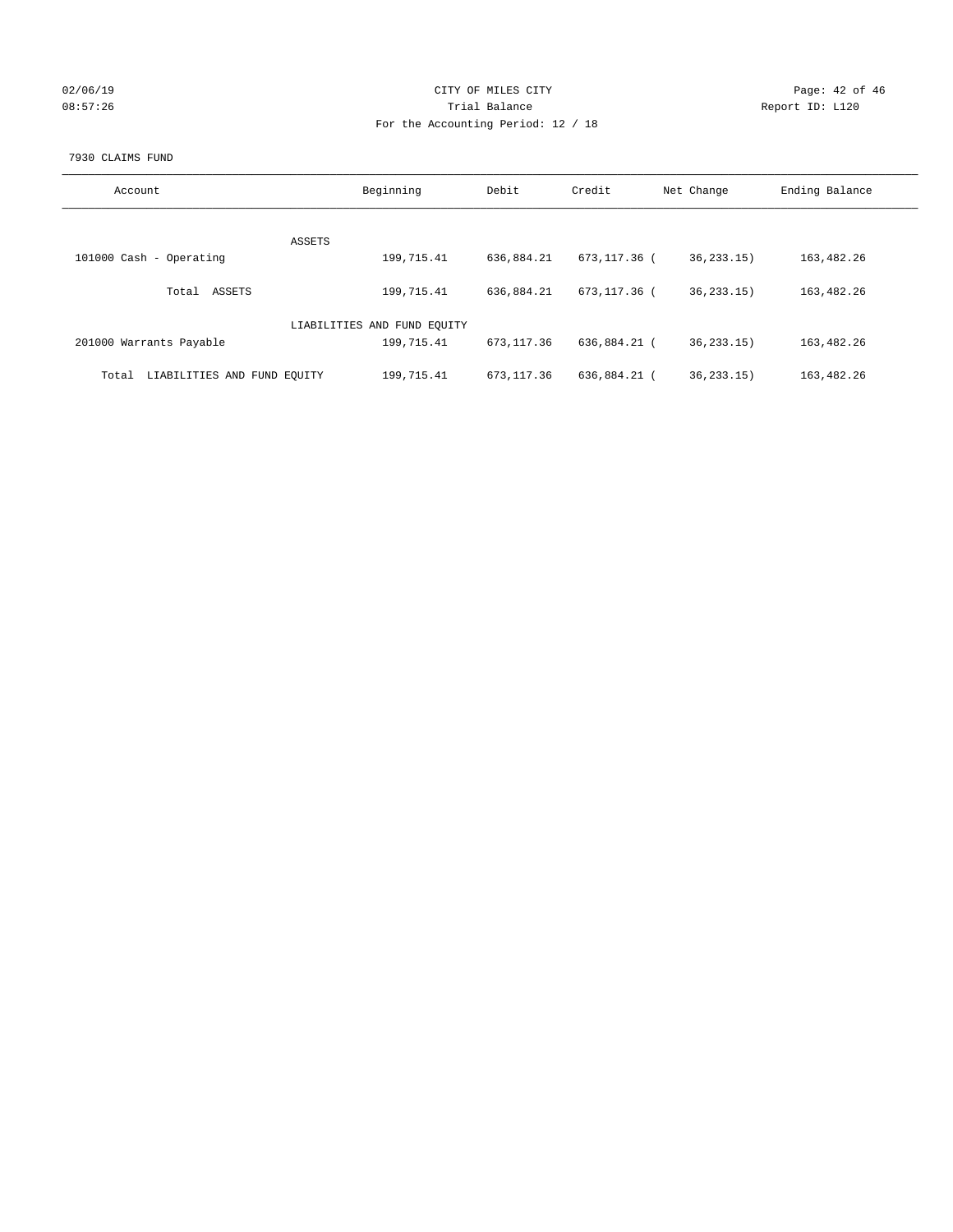CITY OF MILES CITY

Trial Balance

For the Accounting Period: 12 / 18

02/06/19 08:57:26

Report ID: L120

7930 CLAIMS FUND

| Account | Beginning | Debit | Credit | Net Change | Ending Balance |
|---|---|---|---|---|---|
| ASSETS | | | | | |
| 101000 Cash - Operating | 199,715.41 | 636,884.21 | 673,117.36 | ( 36,233.15) | 163,482.26 |
| Total ASSETS | 199,715.41 | 636,884.21 | 673,117.36 | ( 36,233.15) | 163,482.26 |
| LIABILITIES AND FUND EQUITY | | | | | |
| 201000 Warrants Payable | 199,715.41 | 673,117.36 | 636,884.21 | ( 36,233.15) | 163,482.26 |
| Total LIABILITIES AND FUND EQUITY | 199,715.41 | 673,117.36 | 636,884.21 | ( 36,233.15) | 163,482.26 |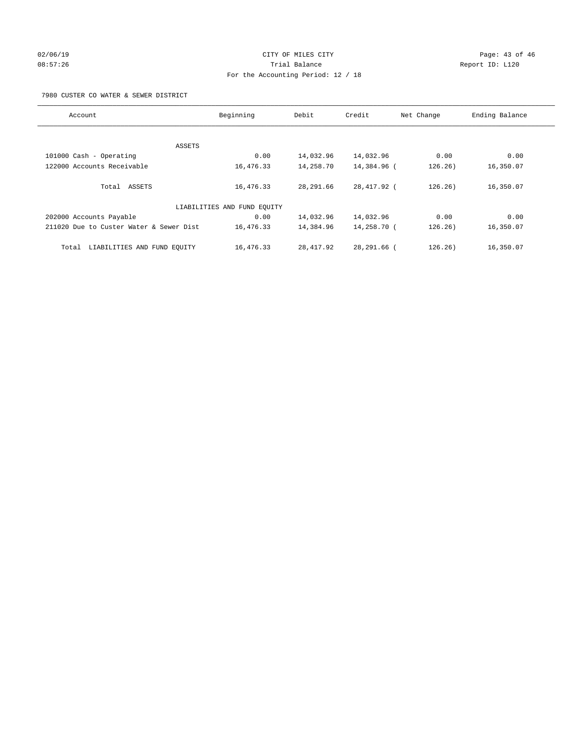CITY OF MILES CITY

Trial Balance

For the Accounting Period: 12 / 18

7980 CUSTER CO WATER & SEWER DISTRICT

| Account | Beginning | Debit | Credit | Net Change | Ending Balance |
|---|---|---|---|---|---|
| ASSETS | | | | | |
| 101000 Cash - Operating | 0.00 | 14,032.96 | 14,032.96 | 0.00 | 0.00 |
| 122000 Accounts Receivable | 16,476.33 | 14,258.70 | 14,384.96 | ( 126.26) | 16,350.07 |
| Total ASSETS | 16,476.33 | 28,291.66 | 28,417.92 | ( 126.26) | 16,350.07 |
| LIABILITIES AND FUND EQUITY | | | | | |
| 202000 Accounts Payable | 0.00 | 14,032.96 | 14,032.96 | 0.00 | 0.00 |
| 211020 Due to Custer Water & Sewer Dist | 16,476.33 | 14,384.96 | 14,258.70 | ( 126.26) | 16,350.07 |
| Total LIABILITIES AND FUND EQUITY | 16,476.33 | 28,417.92 | 28,291.66 | ( 126.26) | 16,350.07 |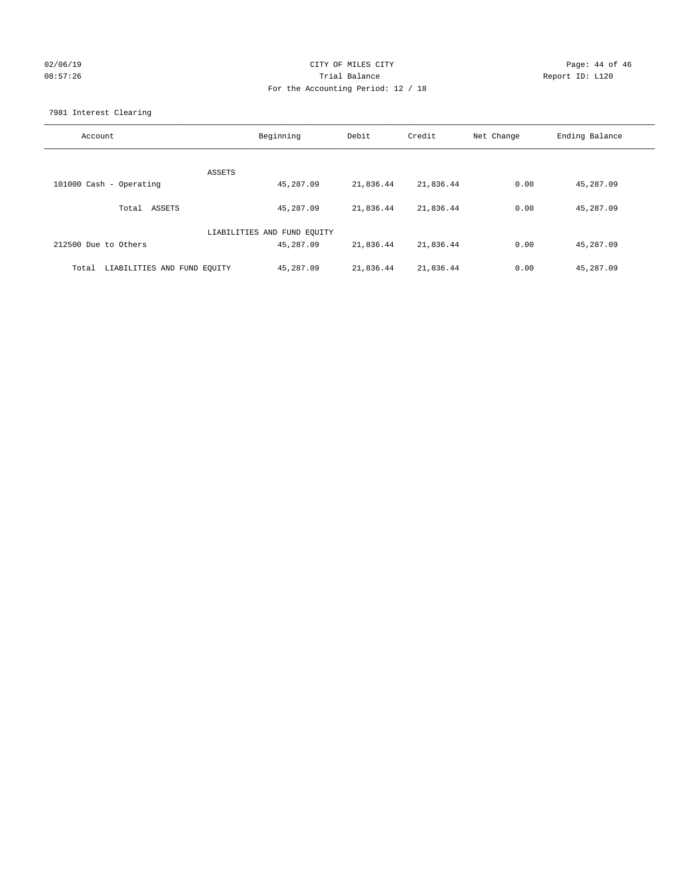CITY OF MILES CITY

Trial Balance

For the Accounting Period: 12 / 18

02/06/19 08:57:26 Report ID: L120

7981 Interest Clearing

| Account | Beginning | Debit | Credit | Net Change | Ending Balance |
|---|---|---|---|---|---|
| ASSETS | | | | | |
| 101000 Cash - Operating | 45,287.09 | 21,836.44 | 21,836.44 | 0.00 | 45,287.09 |
| Total ASSETS | 45,287.09 | 21,836.44 | 21,836.44 | 0.00 | 45,287.09 |
| LIABILITIES AND FUND EQUITY | | | | | |
| 212500 Due to Others | 45,287.09 | 21,836.44 | 21,836.44 | 0.00 | 45,287.09 |
| Total LIABILITIES AND FUND EQUITY | 45,287.09 | 21,836.44 | 21,836.44 | 0.00 | 45,287.09 |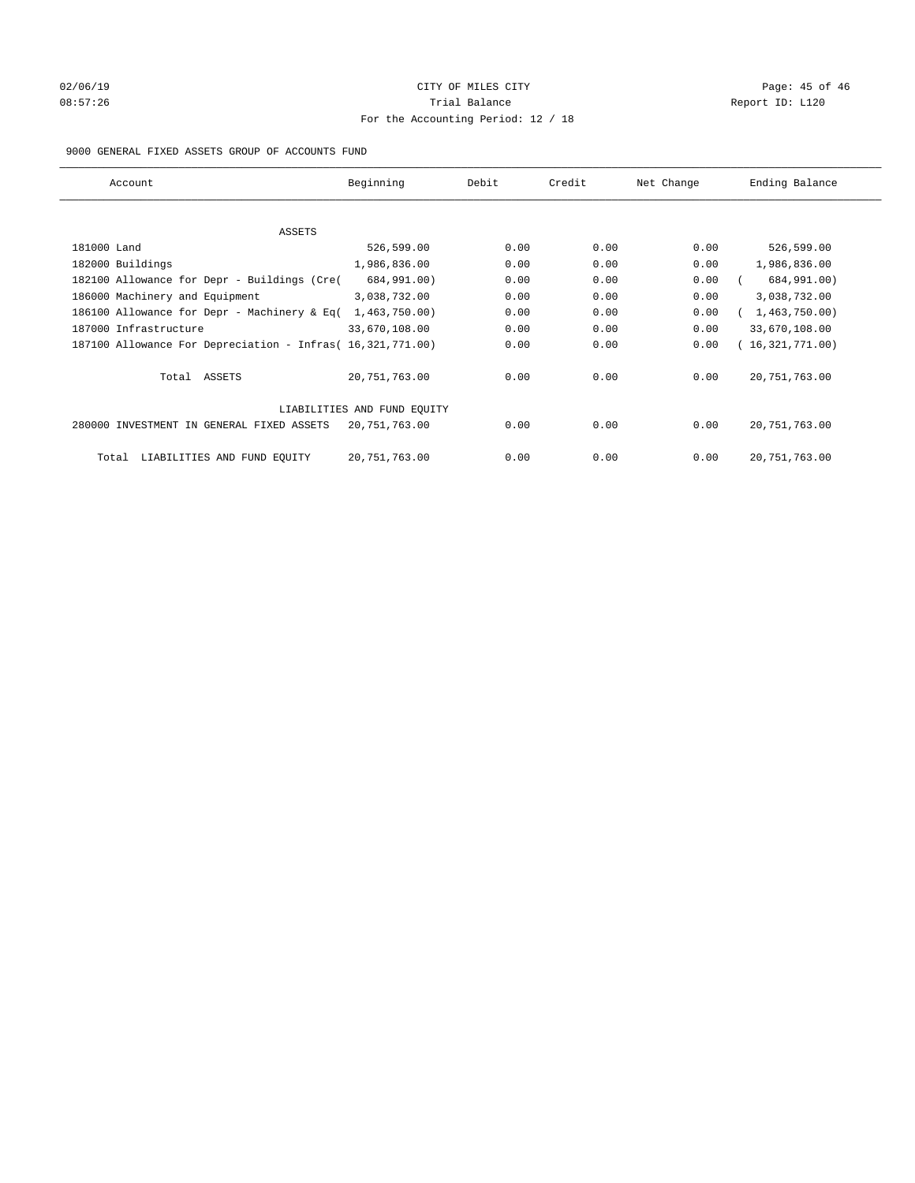CITY OF MILES CITY

Trial Balance

For the Accounting Period: 12 / 18

9000 GENERAL FIXED ASSETS GROUP OF ACCOUNTS FUND

| Account | Beginning | Debit | Credit | Net Change | Ending Balance |
|---|---|---|---|---|---|
| ASSETS | | | | | |
| 181000 Land | 526,599.00 | 0.00 | 0.00 | 0.00 | 526,599.00 |
| 182000 Buildings | 1,986,836.00 | 0.00 | 0.00 | 0.00 | 1,986,836.00 |
| 182100 Allowance for Depr - Buildings (Cre( | 684,991.00) | 0.00 | 0.00 | 0.00 | ( 684,991.00) |
| 186000 Machinery and Equipment | 3,038,732.00 | 0.00 | 0.00 | 0.00 | 3,038,732.00 |
| 186100 Allowance for Depr - Machinery & Eq( | 1,463,750.00) | 0.00 | 0.00 | 0.00 | ( 1,463,750.00) |
| 187000 Infrastructure | 33,670,108.00 | 0.00 | 0.00 | 0.00 | 33,670,108.00 |
| 187100 Allowance For Depreciation - Infras( | 16,321,771.00) | 0.00 | 0.00 | 0.00 | ( 16,321,771.00) |
| Total ASSETS | 20,751,763.00 | 0.00 | 0.00 | 0.00 | 20,751,763.00 |
| LIABILITIES AND FUND EQUITY | | | | | |
| 280000 INVESTMENT IN GENERAL FIXED ASSETS | 20,751,763.00 | 0.00 | 0.00 | 0.00 | 20,751,763.00 |
| Total LIABILITIES AND FUND EQUITY | 20,751,763.00 | 0.00 | 0.00 | 0.00 | 20,751,763.00 |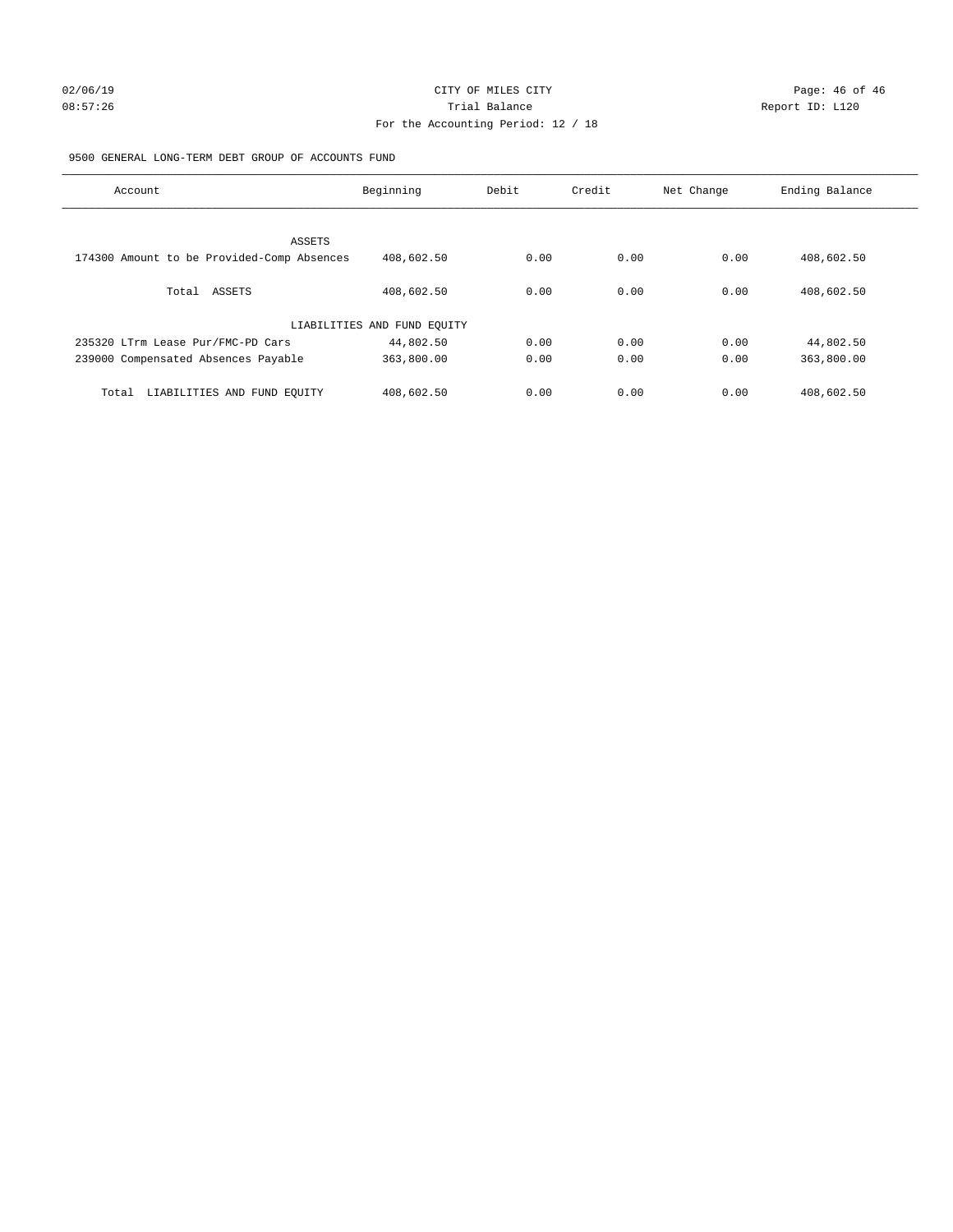CITY OF MILES CITY
Trial Balance
For the Accounting Period: 12 / 18

02/06/19
08:57:26

Report ID: L120

9500 GENERAL LONG-TERM DEBT GROUP OF ACCOUNTS FUND

| Account | Beginning | Debit | Credit | Net Change | Ending Balance |
|---|---|---|---|---|---|
| ASSETS | | | | | |
| 174300 Amount to be Provided-Comp Absences | 408,602.50 | 0.00 | 0.00 | 0.00 | 408,602.50 |
| Total ASSETS | 408,602.50 | 0.00 | 0.00 | 0.00 | 408,602.50 |
| LIABILITIES AND FUND EQUITY | | | | | |
| 235320 LTrm Lease Pur/FMC-PD Cars | 44,802.50 | 0.00 | 0.00 | 0.00 | 44,802.50 |
| 239000 Compensated Absences Payable | 363,800.00 | 0.00 | 0.00 | 0.00 | 363,800.00 |
| Total LIABILITIES AND FUND EQUITY | 408,602.50 | 0.00 | 0.00 | 0.00 | 408,602.50 |